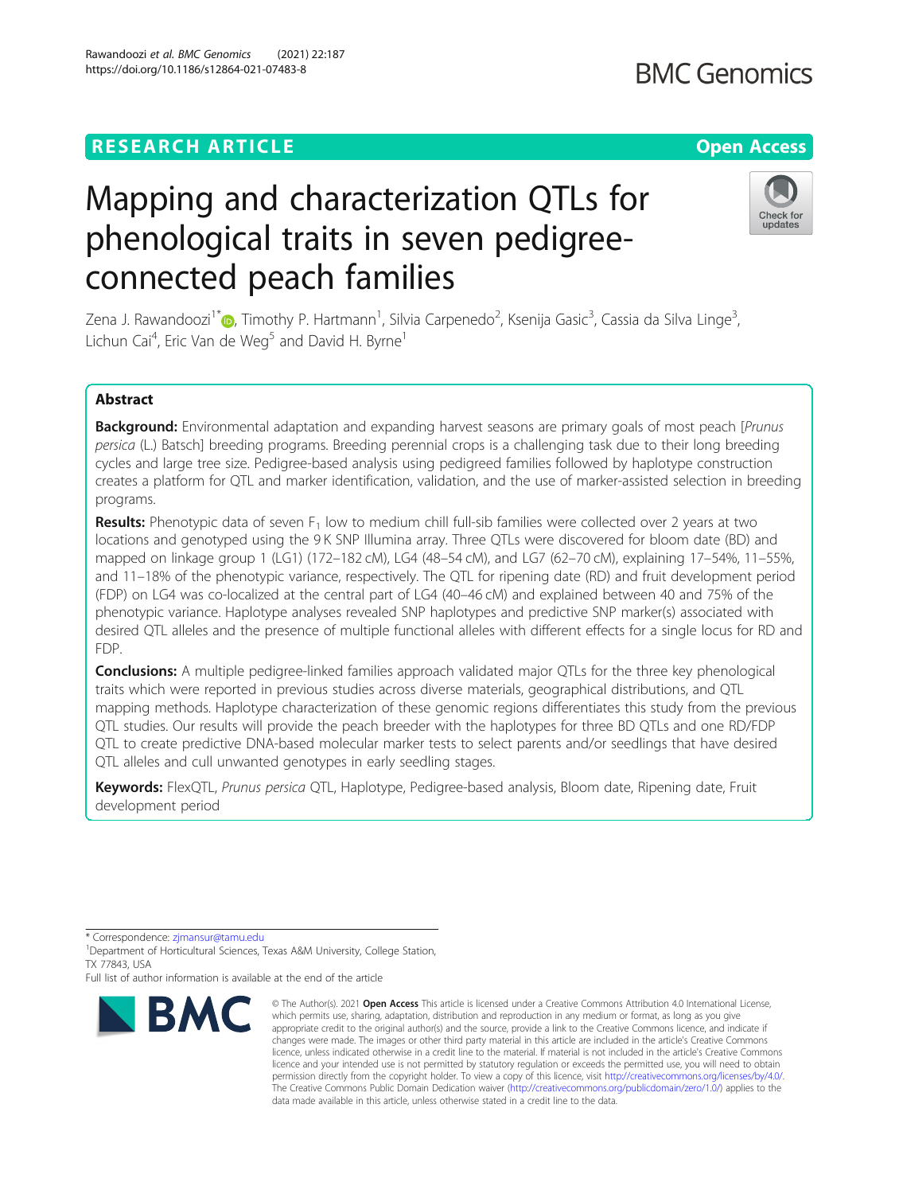RESEARCH ARTICLE

Open Access

# Mapping and characterization QTLs for phenological traits in seven pedigree-connected peach families

Zena J. Rawandoozi[1*], Timothy P. Hartmann[1], Silvia Carpenedo[2], Ksenija Gasic[3], Cassia da Silva Linge[3], Lichun Cai[4], Eric Van de Weg[5] and David H. Byrne[1]

## Abstract

**Background:** Environmental adaptation and expanding harvest seasons are primary goals of most peach [*Prunus persica* (L.) Batsch] breeding programs. Breeding perennial crops is a challenging task due to their long breeding cycles and large tree size. Pedigree-based analysis using pedigreed families followed by haplotype construction creates a platform for QTL and marker identification, validation, and the use of marker-assisted selection in breeding programs.

**Results:** Phenotypic data of seven $F_1$ low to medium chill full-sib families were collected over 2 years at two locations and genotyped using the 9 K SNP Illumina array. Three QTLs were discovered for bloom date (BD) and mapped on linkage group 1 (LG1) (172–182 cM), LG4 (48–54 cM), and LG7 (62–70 cM), explaining 17–54%, 11–55%, and 11–18% of the phenotypic variance, respectively. The QTL for ripening date (RD) and fruit development period (FDP) on LG4 was co-localized at the central part of LG4 (40–46 cM) and explained between 40 and 75% of the phenotypic variance. Haplotype analyses revealed SNP haplotypes and predictive SNP marker(s) associated with desired QTL alleles and the presence of multiple functional alleles with different effects for a single locus for RD and FDP.

**Conclusions:** A multiple pedigree-linked families approach validated major QTLs for the three key phenological traits which were reported in previous studies across diverse materials, geographical distributions, and QTL mapping methods. Haplotype characterization of these genomic regions differentiates this study from the previous QTL studies. Our results will provide the peach breeder with the haplotypes for three BD QTLs and one RD/FDP QTL to create predictive DNA-based molecular marker tests to select parents and/or seedlings that have desired QTL alleles and cull unwanted genotypes in early seedling stages.

**Keywords:** FlexQTL, *Prunus persica* QTL, Haplotype, Pedigree-based analysis, Bloom date, Ripening date, Fruit development period

---

* Correspondence: zjmansur@tamu.edu
[1]Department of Horticultural Sciences, Texas A&M University, College Station, TX 77843, USA
Full list of author information is available at the end of the article

© The Author(s). 2021 **Open Access** This article is licensed under a Creative Commons Attribution 4.0 International License, which permits use, sharing, adaptation, distribution and reproduction in any medium or format, as long as you give appropriate credit to the original author(s) and the source, provide a link to the Creative Commons licence, and indicate if changes were made. The images or other third party material in this article are included in the article's Creative Commons licence, unless indicated otherwise in a credit line to the material. If material is not included in the article's Creative Commons licence and your intended use is not permitted by statutory regulation or exceeds the permitted use, you will need to obtain permission directly from the copyright holder. To view a copy of this licence, visit http://creativecommons.org/licenses/by/4.0/. The Creative Commons Public Domain Dedication waiver (http://creativecommons.org/publicdomain/zero/1.0/) applies to the data made available in this article, unless otherwise stated in a credit line to the data.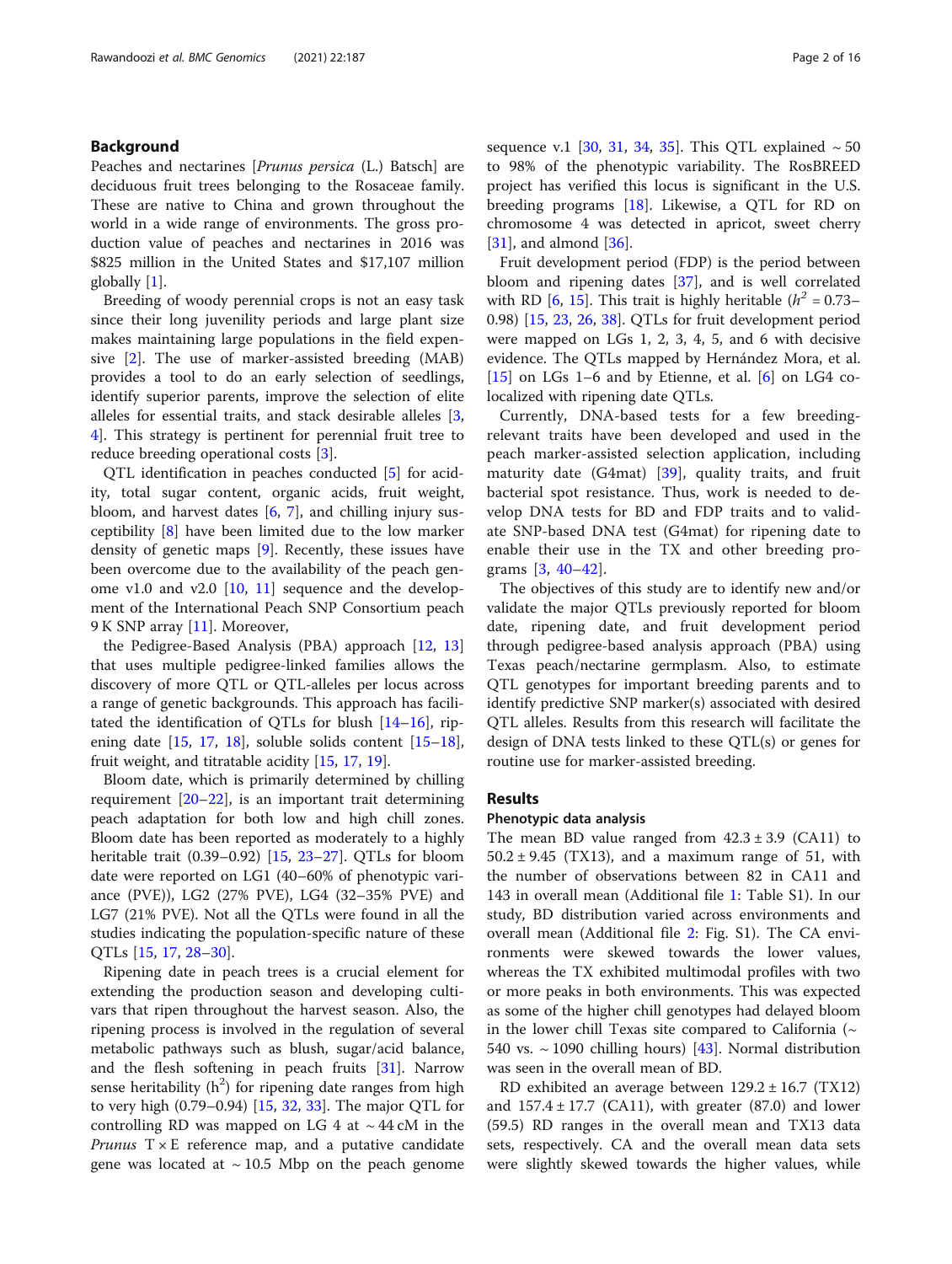## Background

Peaches and nectarines [*Prunus persica* (L.) Batsch] are deciduous fruit trees belonging to the Rosaceae family. These are native to China and grown throughout the world in a wide range of environments. The gross production value of peaches and nectarines in 2016 was $825 million in the United States and $17,107 million globally [1].

Breeding of woody perennial crops is not an easy task since their long juvenility periods and large plant size makes maintaining large populations in the field expensive [2]. The use of marker-assisted breeding (MAB) provides a tool to do an early selection of seedlings, identify superior parents, improve the selection of elite alleles for essential traits, and stack desirable alleles [3, 4]. This strategy is pertinent for perennial fruit tree to reduce breeding operational costs [3].

QTL identification in peaches conducted [5] for acidity, total sugar content, organic acids, fruit weight, bloom, and harvest dates [6, 7], and chilling injury susceptibility [8] have been limited due to the low marker density of genetic maps [9]. Recently, these issues have been overcome due to the availability of the peach genome v1.0 and v2.0 [10, 11] sequence and the development of the International Peach SNP Consortium peach 9 K SNP array [11]. Moreover,

the Pedigree-Based Analysis (PBA) approach [12, 13] that uses multiple pedigree-linked families allows the discovery of more QTL or QTL-alleles per locus across a range of genetic backgrounds. This approach has facilitated the identification of QTLs for blush [14–16], ripening date [15, 17, 18], soluble solids content [15–18], fruit weight, and titratable acidity [15, 17, 19].

Bloom date, which is primarily determined by chilling requirement [20–22], is an important trait determining peach adaptation for both low and high chill zones. Bloom date has been reported as moderately to a highly heritable trait (0.39–0.92) [15, 23–27]. QTLs for bloom date were reported on LG1 (40–60% of phenotypic variance (PVE)), LG2 (27% PVE), LG4 (32–35% PVE) and LG7 (21% PVE). Not all the QTLs were found in all the studies indicating the population-specific nature of these QTLs [15, 17, 28–30].

Ripening date in peach trees is a crucial element for extending the production season and developing cultivars that ripen throughout the harvest season. Also, the ripening process is involved in the regulation of several metabolic pathways such as blush, sugar/acid balance, and the flesh softening in peach fruits [31]. Narrow sense heritability ($h^2$) for ripening date ranges from high to very high (0.79–0.94) [15, 32, 33]. The major QTL for controlling RD was mapped on LG 4 at ~ 44 cM in the *Prunus* T × E reference map, and a putative candidate gene was located at ~ 10.5 Mbp on the peach genome sequence v.1 [30, 31, 34, 35]. This QTL explained ~ 50 to 98% of the phenotypic variability. The RosBREED project has verified this locus is significant in the U.S. breeding programs [18]. Likewise, a QTL for RD on chromosome 4 was detected in apricot, sweet cherry [31], and almond [36].

Fruit development period (FDP) is the period between bloom and ripening dates [37], and is well correlated with RD [6, 15]. This trait is highly heritable ($h^2$ = 0.73–0.98) [15, 23, 26, 38]. QTLs for fruit development period were mapped on LGs 1, 2, 3, 4, 5, and 6 with decisive evidence. The QTLs mapped by Hernández Mora, et al. [15] on LGs 1–6 and by Etienne, et al. [6] on LG4 co-localized with ripening date QTLs.

Currently, DNA-based tests for a few breeding-relevant traits have been developed and used in the peach marker-assisted selection application, including maturity date (G4mat) [39], quality traits, and fruit bacterial spot resistance. Thus, work is needed to develop DNA tests for BD and FDP traits and to validate SNP-based DNA test (G4mat) for ripening date to enable their use in the TX and other breeding programs [3, 40–42].

The objectives of this study are to identify new and/or validate the major QTLs previously reported for bloom date, ripening date, and fruit development period through pedigree-based analysis approach (PBA) using Texas peach/nectarine germplasm. Also, to estimate QTL genotypes for important breeding parents and to identify predictive SNP marker(s) associated with desired QTL alleles. Results from this research will facilitate the design of DNA tests linked to these QTL(s) or genes for routine use for marker-assisted breeding.

## Results

### Phenotypic data analysis

The mean BD value ranged from 42.3 ± 3.9 (CA11) to 50.2 ± 9.45 (TX13), and a maximum range of 51, with the number of observations between 82 in CA11 and 143 in overall mean (Additional file 1: Table S1). In our study, BD distribution varied across environments and overall mean (Additional file 2: Fig. S1). The CA environments were skewed towards the lower values, whereas the TX exhibited multimodal profiles with two or more peaks in both environments. This was expected as some of the higher chill genotypes had delayed bloom in the lower chill Texas site compared to California (~ 540 vs. ~ 1090 chilling hours) [43]. Normal distribution was seen in the overall mean of BD.

RD exhibited an average between 129.2 ± 16.7 (TX12) and 157.4 ± 17.7 (CA11), with greater (87.0) and lower (59.5) RD ranges in the overall mean and TX13 data sets, respectively. CA and the overall mean data sets were slightly skewed towards the higher values, while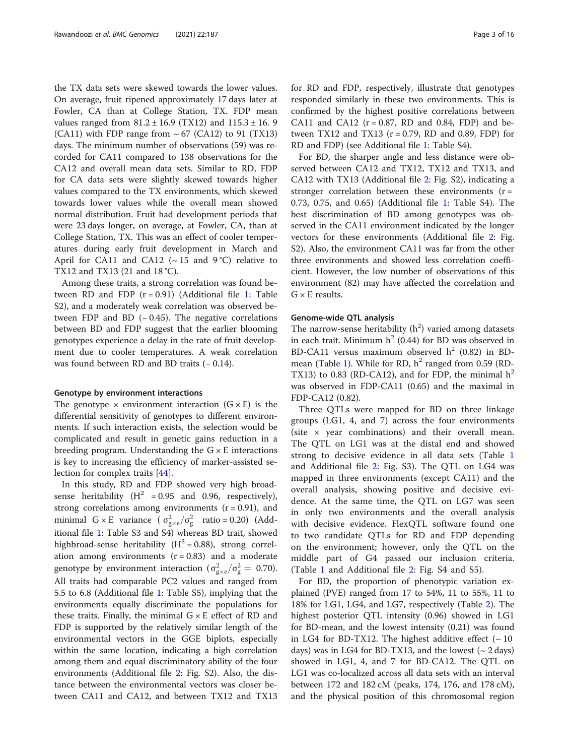the TX data sets were skewed towards the lower values. On average, fruit ripened approximately 17 days later at Fowler, CA than at College Station, TX. FDP mean values ranged from 81.2 ± 16.9 (TX12) and 115.3 ± 16. 9 (CA11) with FDP range from ~ 67 (CA12) to 91 (TX13) days. The minimum number of observations (59) was recorded for CA11 compared to 138 observations for the CA12 and overall mean data sets. Similar to RD, FDP for CA data sets were slightly skewed towards higher values compared to the TX environments, which skewed towards lower values while the overall mean showed normal distribution. Fruit had development periods that were 23 days longer, on average, at Fowler, CA, than at College Station, TX. This was an effect of cooler temperatures during early fruit development in March and April for CA11 and CA12 (~ 15 and 9 °C) relative to TX12 and TX13 (21 and 18 °C).

Among these traits, a strong correlation was found between RD and FDP (r = 0.91) (Additional file 1: Table S2), and a moderately weak correlation was observed between FDP and BD (− 0.45). The negative correlations between BD and FDP suggest that the earlier blooming genotypes experience a delay in the rate of fruit development due to cooler temperatures. A weak correlation was found between RD and BD traits (− 0.14).

#### Genotype by environment interactions

The genotype × environment interaction (G × E) is the differential sensitivity of genotypes to different environments. If such interaction exists, the selection would be complicated and result in genetic gains reduction in a breeding program. Understanding the G × E interactions is key to increasing the efficiency of marker-assisted selection for complex traits [44].

In this study, RD and FDP showed very high broad-sense heritability ($H^2$ = 0.95 and 0.96, respectively), strong correlations among environments (r = 0.91), and minimal G × E variance ($\sigma^2_{g\times e}/\sigma^2_g$ ratio = 0.20) (Additional file 1: Table S3 and S4) whereas BD trait, showed highbroad-sense heritability ($H^2$ = 0.88), strong correlation among environments (r = 0.83) and a moderate genotype by environment interaction ($\sigma^2_{g\times e}/\sigma^2_g =$ 0.70). All traits had comparable PC2 values and ranged from 5.5 to 6.8 (Additional file 1: Table S5), implying that the environments equally discriminate the populations for these traits. Finally, the minimal G × E effect of RD and FDP is supported by the relatively similar length of the environmental vectors in the GGE biplots, especially within the same location, indicating a high correlation among them and equal discriminatory ability of the four environments (Additional file 2: Fig. S2). Also, the distance between the environmental vectors was closer between CA11 and CA12, and between TX12 and TX13 for RD and FDP, respectively, illustrate that genotypes responded similarly in these two environments. This is confirmed by the highest positive correlations between CA11 and CA12 (r = 0.87, RD and 0.84, FDP) and between TX12 and TX13 (r = 0.79, RD and 0.89, FDP) for RD and FDP) (see Additional file 1: Table S4).

For BD, the sharper angle and less distance were observed between CA12 and TX12, TX12 and TX13, and CA12 with TX13 (Additional file 2: Fig. S2), indicating a stronger correlation between these environments (r = 0.73, 0.75, and 0.65) (Additional file 1: Table S4). The best discrimination of BD among genotypes was observed in the CA11 environment indicated by the longer vectors for these environments (Additional file 2: Fig. S2). Also, the environment CA11 was far from the other three environments and showed less correlation coefficient. However, the low number of observations of this environment (82) may have affected the correlation and G × E results.

#### Genome-wide QTL analysis

The narrow-sense heritability ($h^2$) varied among datasets in each trait. Minimum $h^2$ (0.44) for BD was observed in BD-CA11 versus maximum observed $h^2$ (0.82) in BD-mean (Table 1). While for RD, $h^2$ ranged from 0.59 (RD-TX13) to 0.83 (RD-CA12), and for FDP, the minimal $h^2$ was observed in FDP-CA11 (0.65) and the maximal in FDP-CA12 (0.82).

Three QTLs were mapped for BD on three linkage groups (LG1, 4, and 7) across the four environments (site × year combinations) and their overall mean. The QTL on LG1 was at the distal end and showed strong to decisive evidence in all data sets (Table 1 and Additional file 2: Fig. S3). The QTL on LG4 was mapped in three environments (except CA11) and the overall analysis, showing positive and decisive evidence. At the same time, the QTL on LG7 was seen in only two environments and the overall analysis with decisive evidence. FlexQTL software found one to two candidate QTLs for RD and FDP depending on the environment; however, only the QTL on the middle part of G4 passed our inclusion criteria. (Table 1 and Additional file 2: Fig. S4 and S5).

For BD, the proportion of phenotypic variation explained (PVE) ranged from 17 to 54%, 11 to 55%, 11 to 18% for LG1, LG4, and LG7, respectively (Table 2). The highest posterior QTL intensity (0.96) showed in LG1 for BD-mean, and the lowest intensity (0.21) was found in LG4 for BD-TX12. The highest additive effect (~ 10 days) was in LG4 for BD-TX13, and the lowest (~ 2 days) showed in LG1, 4, and 7 for BD-CA12. The QTL on LG1 was co-localized across all data sets with an interval between 172 and 182 cM (peaks, 174, 176, and 178 cM), and the physical position of this chromosomal region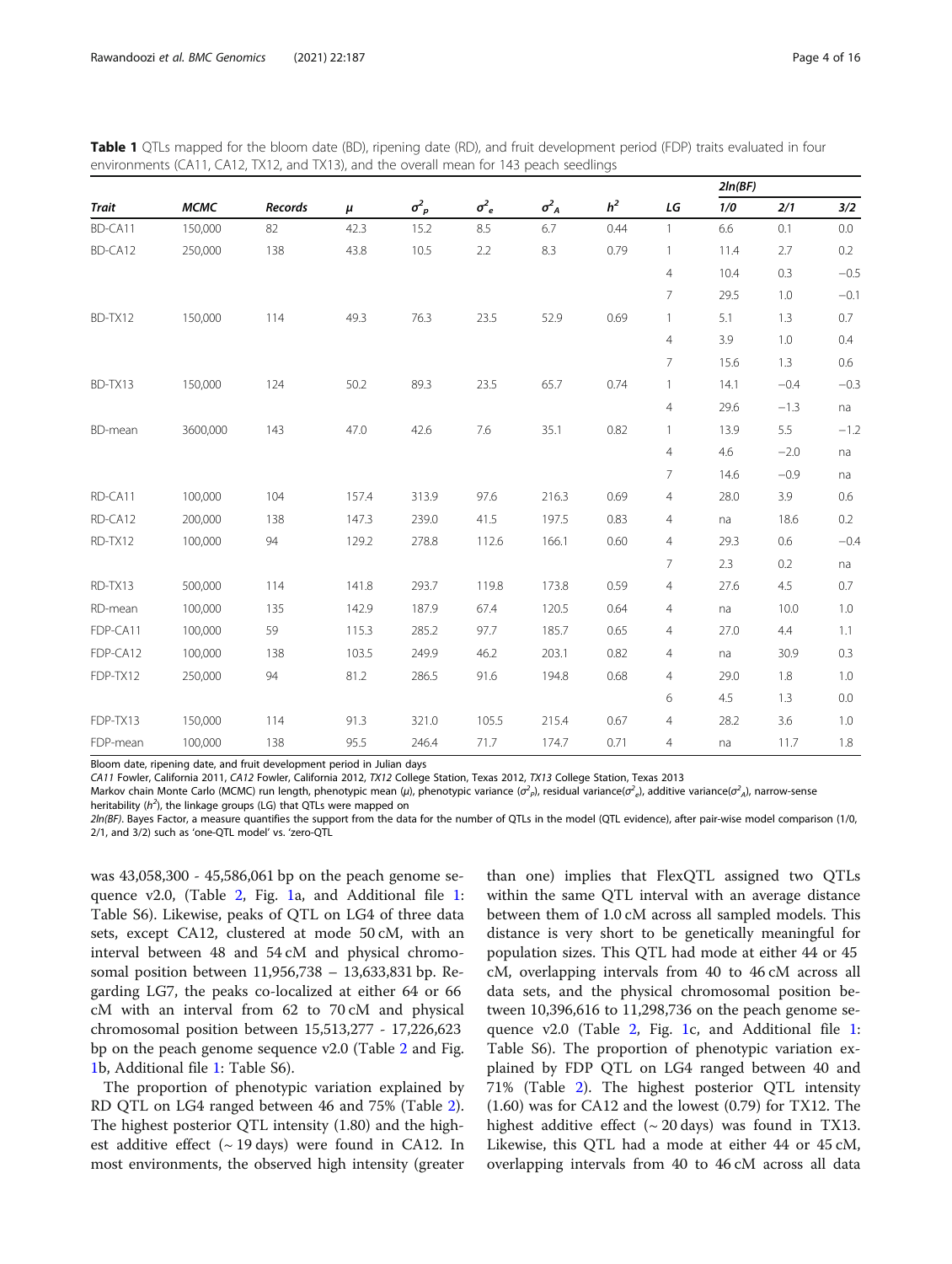**Table 1** QTLs mapped for the bloom date (BD), ripening date (RD), and fruit development period (FDP) traits evaluated in four environments (CA11, CA12, TX12, and TX13), and the overall mean for 143 peach seedlings

| Trait | MCMC | Records | $\mu$ | $\sigma^2_p$ | $\sigma^2_e$ | $\sigma^2_A$ | $h^2$ | LG | 2ln(BF) | | |
|---|---|---|---|---|---|---|---|---|---|---|---|
| | | | | | | | | | 1/0 | 2/1 | 3/2 |
| BD-CA11 | 150,000 | 82 | 42.3 | 15.2 | 8.5 | 6.7 | 0.44 | 1 | 6.6 | 0.1 | 0.0 |
| BD-CA12 | 250,000 | 138 | 43.8 | 10.5 | 2.2 | 8.3 | 0.79 | 1 | 11.4 | 2.7 | 0.2 |
| | | | | | | | | 4 | 10.4 | 0.3 | −0.5 |
| | | | | | | | | 7 | 29.5 | 1.0 | −0.1 |
| BD-TX12 | 150,000 | 114 | 49.3 | 76.3 | 23.5 | 52.9 | 0.69 | 1 | 5.1 | 1.3 | 0.7 |
| | | | | | | | | 4 | 3.9 | 1.0 | 0.4 |
| | | | | | | | | 7 | 15.6 | 1.3 | 0.6 |
| BD-TX13 | 150,000 | 124 | 50.2 | 89.3 | 23.5 | 65.7 | 0.74 | 1 | 14.1 | −0.4 | −0.3 |
| | | | | | | | | 4 | 29.6 | −1.3 | na |
| BD-mean | 3600,000 | 143 | 47.0 | 42.6 | 7.6 | 35.1 | 0.82 | 1 | 13.9 | 5.5 | −1.2 |
| | | | | | | | | 4 | 4.6 | −2.0 | na |
| | | | | | | | | 7 | 14.6 | −0.9 | na |
| RD-CA11 | 100,000 | 104 | 157.4 | 313.9 | 97.6 | 216.3 | 0.69 | 4 | 28.0 | 3.9 | 0.6 |
| RD-CA12 | 200,000 | 138 | 147.3 | 239.0 | 41.5 | 197.5 | 0.83 | 4 | na | 18.6 | 0.2 |
| RD-TX12 | 100,000 | 94 | 129.2 | 278.8 | 112.6 | 166.1 | 0.60 | 4 | 29.3 | 0.6 | −0.4 |
| | | | | | | | | 7 | 2.3 | 0.2 | na |
| RD-TX13 | 500,000 | 114 | 141.8 | 293.7 | 119.8 | 173.8 | 0.59 | 4 | 27.6 | 4.5 | 0.7 |
| RD-mean | 100,000 | 135 | 142.9 | 187.9 | 67.4 | 120.5 | 0.64 | 4 | na | 10.0 | 1.0 |
| FDP-CA11 | 100,000 | 59 | 115.3 | 285.2 | 97.7 | 185.7 | 0.65 | 4 | 27.0 | 4.4 | 1.1 |
| FDP-CA12 | 100,000 | 138 | 103.5 | 249.9 | 46.2 | 203.1 | 0.82 | 4 | na | 30.9 | 0.3 |
| FDP-TX12 | 250,000 | 94 | 81.2 | 286.5 | 91.6 | 194.8 | 0.68 | 4 | 29.0 | 1.8 | 1.0 |
| | | | | | | | | 6 | 4.5 | 1.3 | 0.0 |
| FDP-TX13 | 150,000 | 114 | 91.3 | 321.0 | 105.5 | 215.4 | 0.67 | 4 | 28.2 | 3.6 | 1.0 |
| FDP-mean | 100,000 | 138 | 95.5 | 246.4 | 71.7 | 174.7 | 0.71 | 4 | na | 11.7 | 1.8 |

Bloom date, ripening date, and fruit development period in Julian days

*CA11* Fowler, California 2011, *CA12* Fowler, California 2012, *TX12* College Station, Texas 2012, *TX13* College Station, Texas 2013

Markov chain Monte Carlo (MCMC) run length, phenotypic mean ($\mu$), phenotypic variance ($\sigma^2_p$), residual variance($\sigma^2_e$), additive variance($\sigma^2_A$), narrow-sense heritability ($h^2$), the linkage groups (LG) that QTLs were mapped on

*2ln(BF)*. Bayes Factor, a measure quantifies the support from the data for the number of QTLs in the model (QTL evidence), after pair-wise model comparison (1/0, 2/1, and 3/2) such as 'one-QTL model' vs. 'zero-QTL

was 43,058,300 - 45,586,061 bp on the peach genome sequence v2.0, (Table 2, Fig. 1a, and Additional file 1: Table S6). Likewise, peaks of QTL on LG4 of three data sets, except CA12, clustered at mode 50 cM, with an interval between 48 and 54 cM and physical chromosomal position between 11,956,738 – 13,633,831 bp. Regarding LG7, the peaks co-localized at either 64 or 66 cM with an interval from 62 to 70 cM and physical chromosomal position between 15,513,277 - 17,226,623 bp on the peach genome sequence v2.0 (Table 2 and Fig. 1b, Additional file 1: Table S6).

The proportion of phenotypic variation explained by RD QTL on LG4 ranged between 46 and 75% (Table 2). The highest posterior QTL intensity (1.80) and the highest additive effect (~ 19 days) were found in CA12. In most environments, the observed high intensity (greater than one) implies that FlexQTL assigned two QTLs within the same QTL interval with an average distance between them of 1.0 cM across all sampled models. This distance is very short to be genetically meaningful for population sizes. This QTL had mode at either 44 or 45 cM, overlapping intervals from 40 to 46 cM across all data sets, and the physical chromosomal position between 10,396,616 to 11,298,736 on the peach genome sequence v2.0 (Table 2, Fig. 1c, and Additional file 1: Table S6). The proportion of phenotypic variation explained by FDP QTL on LG4 ranged between 40 and 71% (Table 2). The highest posterior QTL intensity (1.60) was for CA12 and the lowest (0.79) for TX12. The highest additive effect (~ 20 days) was found in TX13. Likewise, this QTL had a mode at either 44 or 45 cM, overlapping intervals from 40 to 46 cM across all data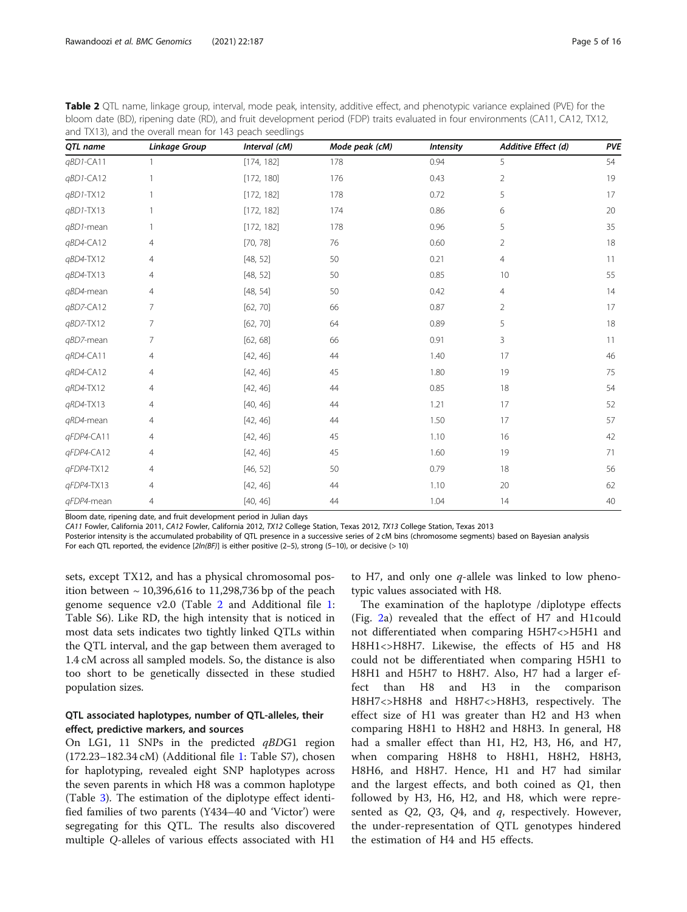**Table 2** QTL name, linkage group, interval, mode peak, intensity, additive effect, and phenotypic variance explained (PVE) for the bloom date (BD), ripening date (RD), and fruit development period (FDP) traits evaluated in four environments (CA11, CA12, TX12, and TX13), and the overall mean for 143 peach seedlings

| QTL name | Linkage Group | Interval (cM) | Mode peak (cM) | Intensity | Additive Effect (d) | PVE |
|---|---|---|---|---|---|---|
| *qBD1*-CA11 | 1 | [174, 182] | 178 | 0.94 | 5 | 54 |
| *qBD1*-CA12 | 1 | [172, 180] | 176 | 0.43 | 2 | 19 |
| *qBD1*-TX12 | 1 | [172, 182] | 178 | 0.72 | 5 | 17 |
| *qBD1*-TX13 | 1 | [172, 182] | 174 | 0.86 | 6 | 20 |
| *qBD1*-mean | 1 | [172, 182] | 178 | 0.96 | 5 | 35 |
| *qBD4*-CA12 | 4 | [70, 78] | 76 | 0.60 | 2 | 18 |
| *qBD4*-TX12 | 4 | [48, 52] | 50 | 0.21 | 4 | 11 |
| *qBD4*-TX13 | 4 | [48, 52] | 50 | 0.85 | 10 | 55 |
| *qBD4*-mean | 4 | [48, 54] | 50 | 0.42 | 4 | 14 |
| *qBD7*-CA12 | 7 | [62, 70] | 66 | 0.87 | 2 | 17 |
| *qBD7*-TX12 | 7 | [62, 70] | 64 | 0.89 | 5 | 18 |
| *qBD7*-mean | 7 | [62, 68] | 66 | 0.91 | 3 | 11 |
| *qRD4*-CA11 | 4 | [42, 46] | 44 | 1.40 | 17 | 46 |
| *qRD4*-CA12 | 4 | [42, 46] | 45 | 1.80 | 19 | 75 |
| *qRD4*-TX12 | 4 | [42, 46] | 44 | 0.85 | 18 | 54 |
| *qRD4*-TX13 | 4 | [40, 46] | 44 | 1.21 | 17 | 52 |
| *qRD4*-mean | 4 | [42, 46] | 44 | 1.50 | 17 | 57 |
| *qFDP4*-CA11 | 4 | [42, 46] | 45 | 1.10 | 16 | 42 |
| *qFDP4*-CA12 | 4 | [42, 46] | 45 | 1.60 | 19 | 71 |
| *qFDP4*-TX12 | 4 | [46, 52] | 50 | 0.79 | 18 | 56 |
| *qFDP4*-TX13 | 4 | [42, 46] | 44 | 1.10 | 20 | 62 |
| *qFDP4*-mean | 4 | [40, 46] | 44 | 1.04 | 14 | 40 |

Bloom date, ripening date, and fruit development period in Julian days

*CA11* Fowler, California 2011, *CA12* Fowler, California 2012, *TX12* College Station, Texas 2012, *TX13* College Station, Texas 2013

Posterior intensity is the accumulated probability of QTL presence in a successive series of 2 cM bins (chromosome segments) based on Bayesian analysis

For each QTL reported, the evidence [*2ln(BF)*] is either positive (2–5), strong (5–10), or decisive (> 10)

sets, except TX12, and has a physical chromosomal position between ~ 10,396,616 to 11,298,736 bp of the peach genome sequence v2.0 (Table 2 and Additional file 1: Table S6). Like RD, the high intensity that is noticed in most data sets indicates two tightly linked QTLs within the QTL interval, and the gap between them averaged to 1.4 cM across all sampled models. So, the distance is also too short to be genetically dissected in these studied population sizes.

## QTL associated haplotypes, number of QTL-alleles, their effect, predictive markers, and sources

On LG1, 11 SNPs in the predicted *qBD*G1 region (172.23–182.34 cM) (Additional file 1: Table S7), chosen for haplotyping, revealed eight SNP haplotypes across the seven parents in which H8 was a common haplotype (Table 3). The estimation of the diplotype effect identified families of two parents (Y434–40 and 'Victor') were segregating for this QTL. The results also discovered multiple *Q*-alleles of various effects associated with H1 to H7, and only one *q*-allele was linked to low phenotypic values associated with H8.

The examination of the haplotype /diplotype effects (Fig. 2a) revealed that the effect of H7 and H1could not differentiated when comparing H5H7<>H5H1 and H8H1<>H8H7. Likewise, the effects of H5 and H8 could not be differentiated when comparing H5H1 to H8H1 and H5H7 to H8H7. Also, H7 had a larger effect than H8 and H3 in the comparison H8H7<>H8H8 and H8H7<>H8H3, respectively. The effect size of H1 was greater than H2 and H3 when comparing H8H1 to H8H2 and H8H3. In general, H8 had a smaller effect than H1, H2, H3, H6, and H7, when comparing H8H8 to H8H1, H8H2, H8H3, H8H6, and H8H7. Hence, H1 and H7 had similar and the largest effects, and both coined as *Q*1, then followed by H3, H6, H2, and H8, which were represented as *Q*2, *Q*3, *Q*4, and *q*, respectively. However, the under-representation of QTL genotypes hindered the estimation of H4 and H5 effects.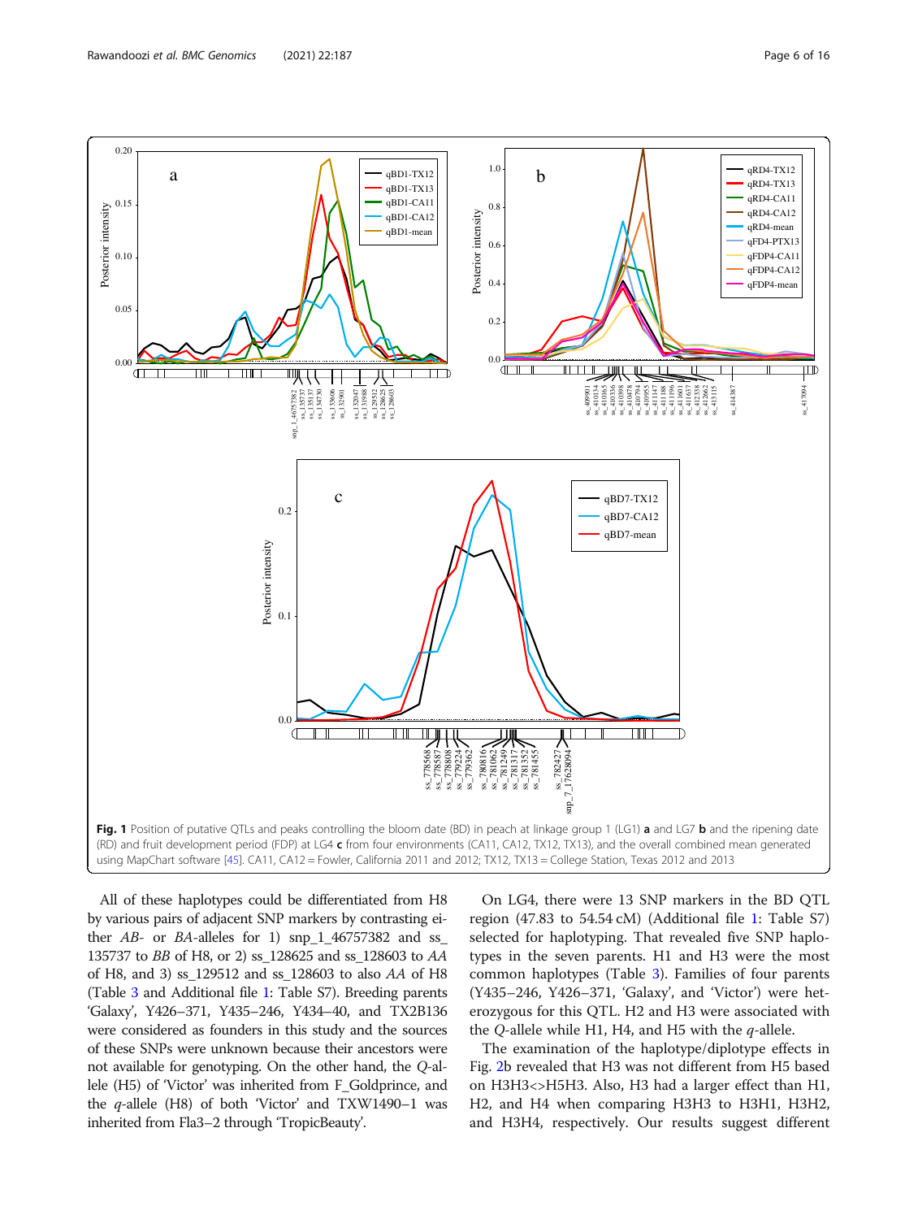**Fig. 1** Position of putative QTLs and peaks controlling the bloom date (BD) in peach at linkage group 1 (LG1) **a** and LG7 **b** and the ripening date (RD) and fruit development period (FDP) at LG4 **c** from four environments (CA11, CA12, TX12, TX13), and the overall combined mean generated using MapChart software [45]. CA11, CA12 = Fowler, California 2011 and 2012; TX12, TX13 = College Station, Texas 2012 and 2013

All of these haplotypes could be differentiated from H8 by various pairs of adjacent SNP markers by contrasting either *AB*- or *BA*-alleles for 1) snp_1_46757382 and ss_135737 to *BB* of H8, or 2) ss_128625 and ss_128603 to *AA* of H8, and 3) ss_129512 and ss_128603 to also *AA* of H8 (Table 3 and Additional file 1: Table S7). Breeding parents 'Galaxy', Y426–371, Y435–246, Y434–40, and TX2B136 were considered as founders in this study and the sources of these SNPs were unknown because their ancestors were not available for genotyping. On the other hand, the *Q*-allele (H5) of 'Victor' was inherited from F_Goldprince, and the *q*-allele (H8) of both 'Victor' and TXW1490–1 was inherited from Fla3–2 through 'TropicBeauty'.

On LG4, there were 13 SNP markers in the BD QTL region (47.83 to 54.54 cM) (Additional file 1: Table S7) selected for haplotyping. That revealed five SNP haplotypes in the seven parents. H1 and H3 were the most common haplotypes (Table 3). Families of four parents (Y435–246, Y426–371, 'Galaxy', and 'Victor') were heterozygous for this QTL. H2 and H3 were associated with the *Q*-allele while H1, H4, and H5 with the *q*-allele.

The examination of the haplotype/diplotype effects in Fig. 2b revealed that H3 was not different from H5 based on H3H3<>H5H3. Also, H3 had a larger effect than H1, H2, and H4 when comparing H3H3 to H3H1, H3H2, and H3H4, respectively. Our results suggest different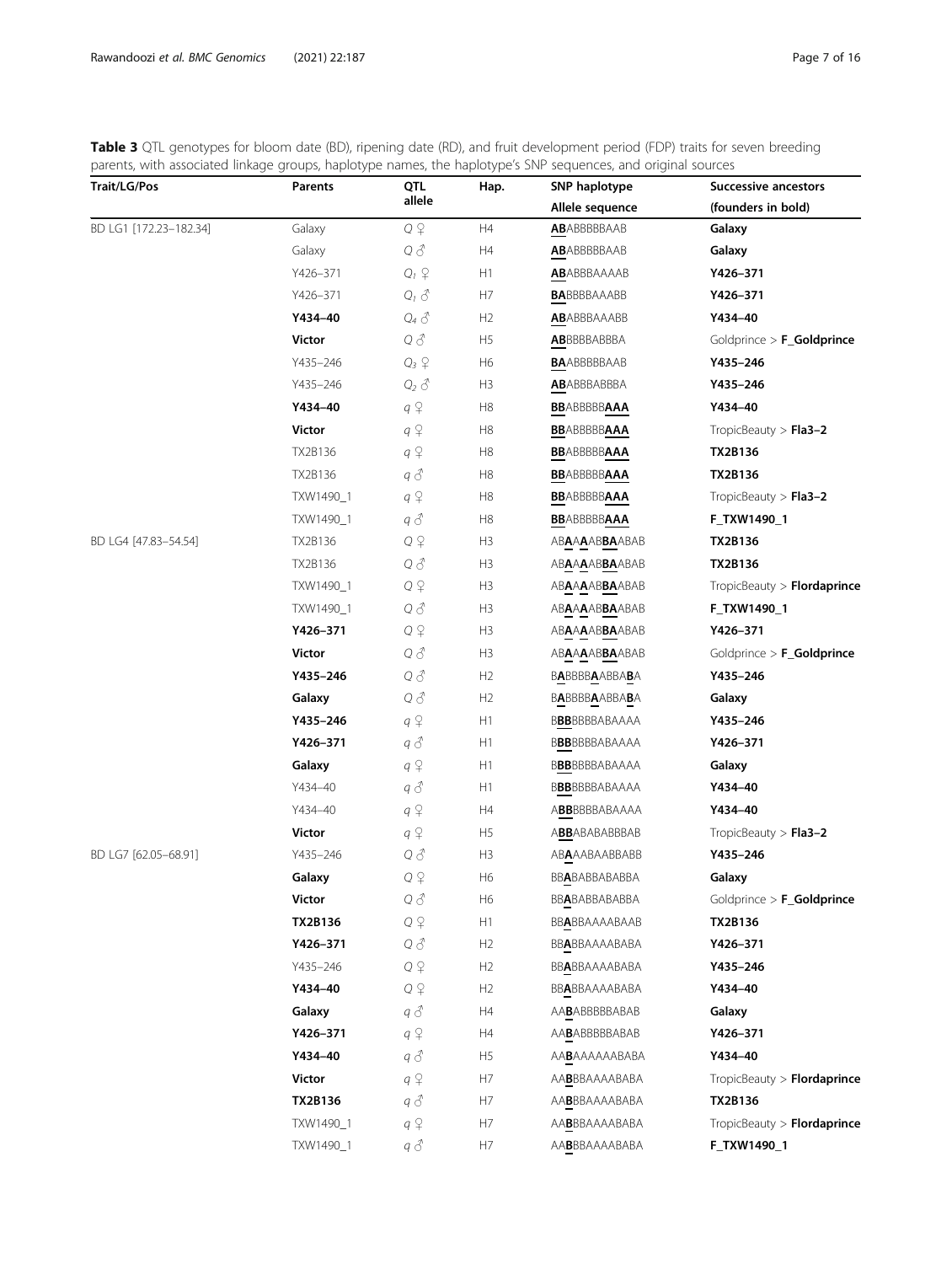**Table 3** QTL genotypes for bloom date (BD), ripening date (RD), and fruit development period (FDP) traits for seven breeding parents, with associated linkage groups, haplotype names, the haplotype's SNP sequences, and original sources

| Trait/LG/Pos | Parents | QTL allele | Hap. | SNP haplotype Allele sequence | Successive ancestors (founders in bold) |
|---|---|---|---|---|---|
| BD LG1 [172.23–182.34] | Galaxy | Q ♀ | H4 | **AB**ABBBBBAAB | **Galaxy** |
| | Galaxy | Q ♂ | H4 | **AB**ABBBBBAAB | **Galaxy** |
| | Y426–371 | $Q_1$ ♀ | H1 | **AB**ABBBAAAAB | **Y426–371** |
| | Y426–371 | $Q_1$ ♂ | H7 | **BA**BBBBAAABB | **Y426–371** |
| | **Y434–40** | $Q_4$ ♂ | H2 | **AB**ABBBAAABB | **Y434–40** |
| | **Victor** | Q ♂ | H5 | **AB**BBBBABBBA | Goldprince > **F_Goldprince** |
| | Y435–246 | $Q_3$ ♀ | H6 | **BA**ABBBBBAAB | **Y435–246** |
| | Y435–246 | $Q_2$ ♂ | H3 | **AB**ABBBABBBA | **Y435–246** |
| | **Y434–40** | q ♀ | H8 | **BB**ABBBBB**AAA** | **Y434–40** |
| | **Victor** | q ♀ | H8 | **BB**ABBBBB**AAA** | TropicBeauty > **Fla3–2** |
| | TX2B136 | q ♀ | H8 | **BB**ABBBBB**AAA** | **TX2B136** |
| | TX2B136 | q ♂ | H8 | **BB**ABBBBB**AAA** | **TX2B136** |
| | TXW1490_1 | q ♀ | H8 | **BB**ABBBBB**AAA** | TropicBeauty > **Fla3–2** |
| | TXW1490_1 | q ♂ | H8 | **BB**ABBBBB**AAA** | **F_TXW1490_1** |
| BD LG4 [47.83–54.54] | TX2B136 | Q ♀ | H3 | AB**A**A**A**AB**BA**ABAB | **TX2B136** |
| | TX2B136 | Q ♂ | H3 | AB**A**A**A**AB**BA**ABAB | **TX2B136** |
| | TXW1490_1 | Q ♀ | H3 | AB**A**A**A**AB**BA**ABAB | TropicBeauty > **Flordaprince** |
| | TXW1490_1 | Q ♂ | H3 | AB**A**A**A**AB**BA**ABAB | **F_TXW1490_1** |
| | **Y426–371** | Q ♀ | H3 | AB**A**A**A**AB**BA**ABAB | **Y426–371** |
| | **Victor** | Q ♂ | H3 | AB**A**A**A**AB**BA**ABAB | Goldprince > **F_Goldprince** |
| | **Y435–246** | Q ♂ | H2 | B**A**BBBB**A**ABBA**B**A | **Y435–246** |
| | **Galaxy** | Q ♂ | H2 | B**A**BBBB**A**ABBA**B**A | **Galaxy** |
| | **Y435–246** | q ♀ | H1 | B**BB**BBBBABAAAA | **Y435–246** |
| | **Y426–371** | q ♂ | H1 | B**BB**BBBBABAAAA | **Y426–371** |
| | **Galaxy** | q ♀ | H1 | B**BB**BBBBABAAAA | **Galaxy** |
| | Y434–40 | q ♂ | H1 | B**BB**BBBBABAAAA | **Y434–40** |
| | Y434–40 | q ♀ | H4 | A**BB**BBBBABAAAA | **Y434–40** |
| | **Victor** | q ♀ | H5 | A**BB**ABABABBBAB | TropicBeauty > **Fla3–2** |
| BD LG7 [62.05–68.91] | Y435–246 | Q ♂ | H3 | AB**A**AABAABBABB | **Y435–246** |
| | **Galaxy** | Q ♀ | H6 | BB**A**BABBABABBA | **Galaxy** |
| | **Victor** | Q ♂ | H6 | BB**A**BABBABABBA | Goldprince > **F_Goldprince** |
| | **TX2B136** | Q ♀ | H1 | BB**A**BBAAAABAAB | **TX2B136** |
| | **Y426–371** | Q ♂ | H2 | BB**A**BBAAAABABA | **Y426–371** |
| | Y435–246 | Q ♀ | H2 | BB**A**BBAAAABABA | **Y435–246** |
| | **Y434–40** | Q ♀ | H2 | BB**A**BBAAAABABA | **Y434–40** |
| | **Galaxy** | q ♂ | H4 | AA**B**ABBBBBABAB | **Galaxy** |
| | **Y426–371** | q ♀ | H4 | AA**B**ABBBBBABAB | **Y426–371** |
| | **Y434–40** | q ♂ | H5 | AA**B**AAAAAABABA | **Y434–40** |
| | **Victor** | q ♀ | H7 | AA**B**BBAAAABABA | TropicBeauty > **Flordaprince** |
| | **TX2B136** | q ♂ | H7 | AA**B**BBAAAABABA | **TX2B136** |
| | TXW1490_1 | q ♀ | H7 | AA**B**BBAAAABABA | TropicBeauty > **Flordaprince** |
| | TXW1490_1 | q ♂ | H7 | AA**B**BBAAAABABA | **F_TXW1490_1** |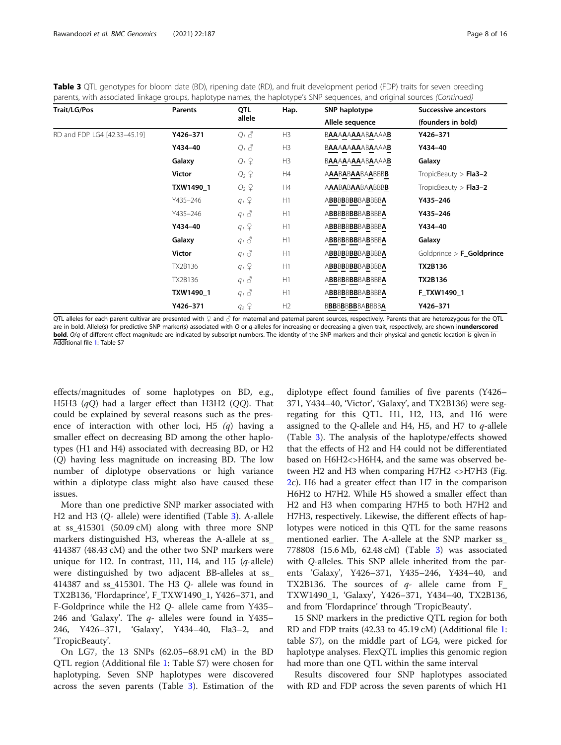**Table 3** QTL genotypes for bloom date (BD), ripening date (RD), and fruit development period (FDP) traits for seven breeding parents, with associated linkage groups, haplotype names, the haplotype's SNP sequences, and original sources *(Continued)*

| Trait/LG/Pos | Parents | QTL allele | Hap. | SNP haplotype Allele sequence | Successive ancestors (founders in bold) |
|---|---|---|---|---|---|
| RD and FDP LG4 [42.33–45.19] | **Y426–371** | $Q_1$ ♂ | H3 | BAAAAAAAABAAAAB | **Y426–371** |
| | **Y434–40** | $Q_1$ ♂ | H3 | BAAAAAAAABAAAAB | **Y434–40** |
| | **Galaxy** | $Q_1$ ♀ | H3 | BAAAAAAAABAAAAB | **Galaxy** |
| | **Victor** | $Q_2$ ♀ | H4 | AAABABAABAABBBB | TropicBeauty > **Fla3–2** |
| | **TXW1490_1** | $Q_2$ ♀ | H4 | AAABABAABAABBBB | TropicBeauty > **Fla3–2** |
| | Y435–246 | $q_1$ ♀ | H1 | ABBBBBBBBABBBBA | **Y435–246** |
| | Y435–246 | $q_1$ ♂ | H1 | ABBBBBBBBABBBBA | **Y435–246** |
| | **Y434–40** | $q_1$ ♀ | H1 | ABBBBBBBBABBBBA | **Y434–40** |
| | **Galaxy** | $q_1$ ♂ | H1 | ABBBBBBBBABBBBA | **Galaxy** |
| | **Victor** | $q_1$ ♂ | H1 | ABBBBBBBBABBBBA | Goldprince > **F_Goldprince** |
| | TX2B136 | $q_1$ ♀ | H1 | ABBBBBBBBABBBBA | **TX2B136** |
| | TX2B136 | $q_1$ ♂ | H1 | ABBBBBBBBABBBBA | **TX2B136** |
| | **TXW1490_1** | $q_1$ ♂ | H1 | ABBBBBBBBABBBBA | **F_TXW1490_1** |
| | **Y426–371** | $q_2$ ♀ | H2 | BBBBBBBBBABBBBA | **Y426–371** |

QTL alleles for each parent cultivar are presented with ♀ and ♂ for maternal and paternal parent sources, respectively. Parents that are heterozygous for the QTL are in bold. Allele(s) for predictive SNP marker(s) associated with *Q* or *q*-alleles for increasing or decreasing a given trait, respectively, are shown in **underscored bold**. *Q/q* of different effect magnitude are indicated by subscript numbers. The identity of the SNP markers and their physical and genetic location is given in Additional file 1: Table S7

effects/magnitudes of some haplotypes on BD, e.g., H5H3 (*qQ*) had a larger effect than H3H2 (*QQ*). That could be explained by several reasons such as the presence of interaction with other loci, H5 *(q)* having a smaller effect on decreasing BD among the other haplotypes (H1 and H4) associated with decreasing BD, or H2 (*Q*) having less magnitude on increasing BD. The low number of diplotype observations or high variance within a diplotype class might also have caused these issues.

More than one predictive SNP marker associated with H2 and H3 (*Q*- allele) were identified (Table 3). A-allele at ss_415301 (50.09 cM) along with three more SNP markers distinguished H3, whereas the A-allele at ss_414387 (48.43 cM) and the other two SNP markers were unique for H2. In contrast, H1, H4, and H5 (*q*-allele) were distinguished by two adjacent BB-alleles at ss_414387 and ss_415301. The H3 *Q*- allele was found in TX2B136, 'Flordaprince', F_TXW1490_1, Y426–371, and F-Goldprince while the H2 *Q*- allele came from Y435–246 and 'Galaxy'. The *q*- alleles were found in Y435–246, Y426–371, 'Galaxy', Y434–40, Fla3–2, and 'TropicBeauty'.

On LG7, the 13 SNPs (62.05–68.91 cM) in the BD QTL region (Additional file 1: Table S7) were chosen for haplotyping. Seven SNP haplotypes were discovered across the seven parents (Table 3). Estimation of the diplotype effect found families of five parents (Y426–371, Y434–40, 'Victor', 'Galaxy', and TX2B136) were segregating for this QTL. H1, H2, H3, and H6 were assigned to the *Q*-allele and H4, H5, and H7 to *q*-allele (Table 3). The analysis of the haplotype/effects showed that the effects of H2 and H4 could not be differentiated based on H6H2<>H6H4, and the same was observed between H2 and H3 when comparing H7H2 <>H7H3 (Fig. 2c). H6 had a greater effect than H7 in the comparison H6H2 to H7H2. While H5 showed a smaller effect than H2 and H3 when comparing H7H5 to both H7H2 and H7H3, respectively. Likewise, the different effects of haplotypes were noticed in this QTL for the same reasons mentioned earlier. The A-allele at the SNP marker ss_778808 (15.6 Mb, 62.48 cM) (Table 3) was associated with *Q*-alleles. This SNP allele inherited from the parents 'Galaxy', Y426–371, Y435–246, Y434–40, and TX2B136. The sources of *q*- allele came from F_TXW1490_1, 'Galaxy', Y426–371, Y434–40, TX2B136, and from 'Flordaprince' through 'TropicBeauty'.

15 SNP markers in the predictive QTL region for both RD and FDP traits (42.33 to 45.19 cM) (Additional file 1: table S7), on the middle part of LG4, were picked for haplotype analyses. FlexQTL implies this genomic region had more than one QTL within the same interval

Results discovered four SNP haplotypes associated with RD and FDP across the seven parents of which H1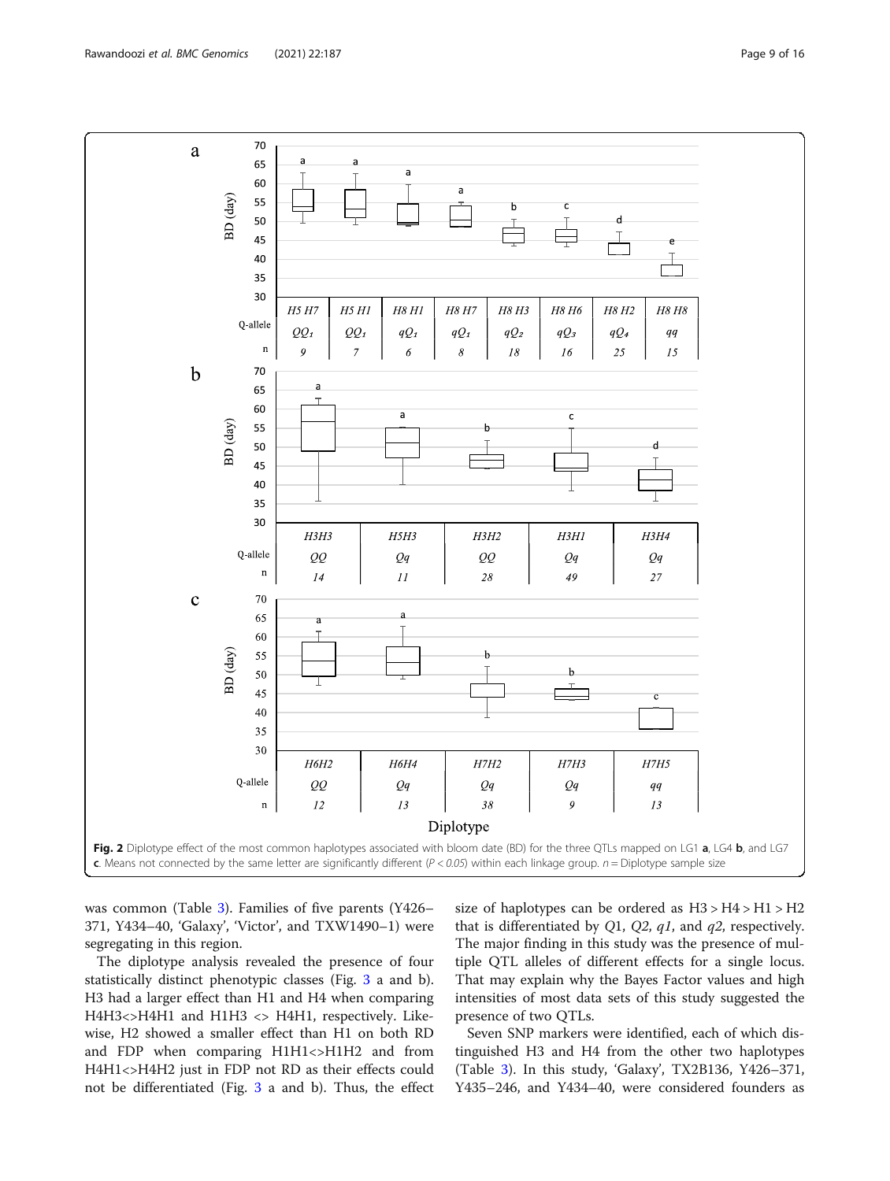Fig. 2 Diplotype effect of the most common haplotypes associated with bloom date (BD) for the three QTLs mapped on LG1 **a**, LG4 **b**, and LG7 **c**. Means not connected by the same letter are significantly different ($P < 0.05$) within each linkage group. $n$ = Diplotype sample size

was common (Table 3). Families of five parents (Y426–371, Y434–40, 'Galaxy', 'Victor', and TXW1490–1) were segregating in this region.

The diplotype analysis revealed the presence of four statistically distinct phenotypic classes (Fig. 3 a and b). H3 had a larger effect than H1 and H4 when comparing H4H3<>H4H1 and H1H3 <> H4H1, respectively. Likewise, H2 showed a smaller effect than H1 on both RD and FDP when comparing H1H1<>H1H2 and from H4H1<>H4H2 just in FDP not RD as their effects could not be differentiated (Fig. 3 a and b). Thus, the effect size of haplotypes can be ordered as H3 > H4 > H1 > H2 that is differentiated by $Q1$, $Q2$, $q1$, and $q2$, respectively. The major finding in this study was the presence of multiple QTL alleles of different effects for a single locus. That may explain why the Bayes Factor values and high intensities of most data sets of this study suggested the presence of two QTLs.

Seven SNP markers were identified, each of which distinguished H3 and H4 from the other two haplotypes (Table 3). In this study, 'Galaxy', TX2B136, Y426–371, Y435–246, and Y434–40, were considered founders as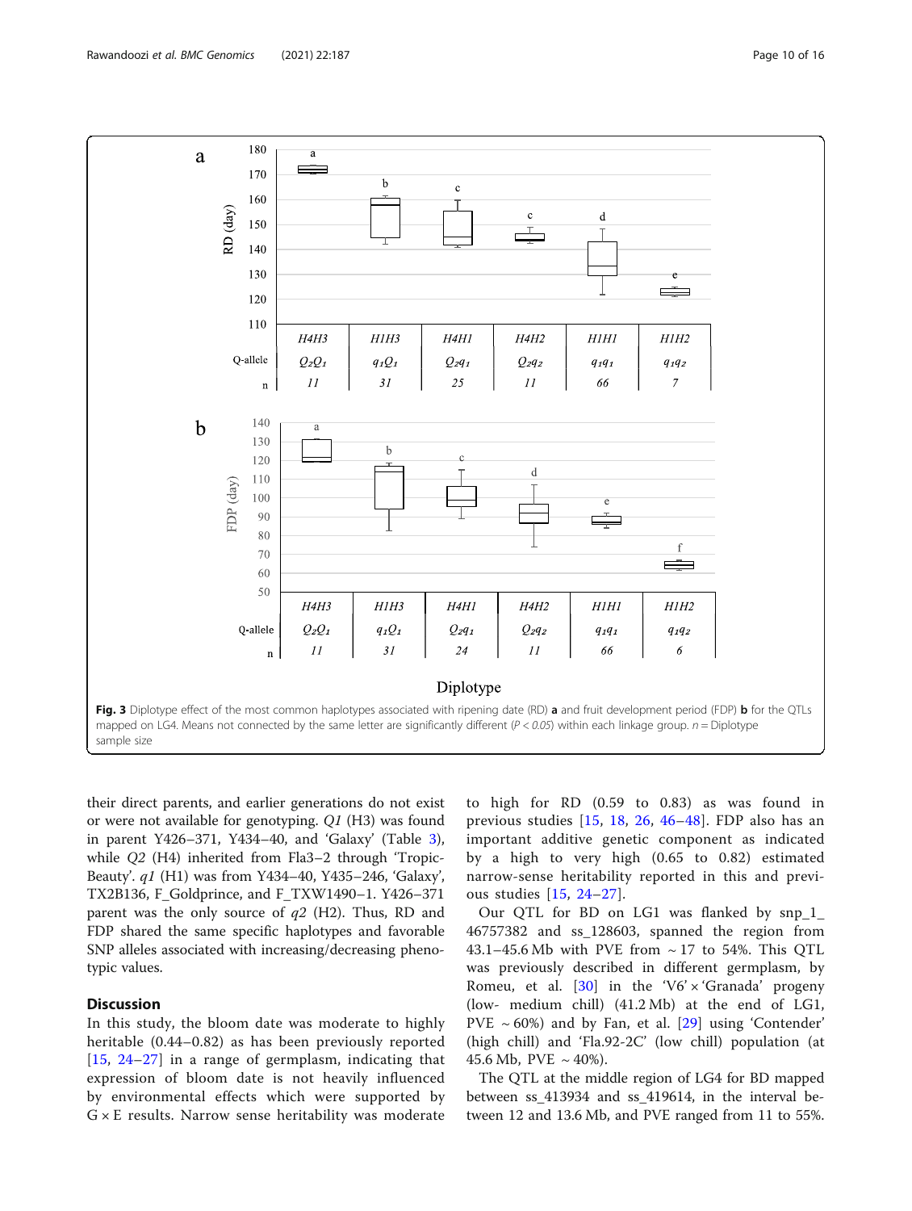**Fig. 3** Diplotype effect of the most common haplotypes associated with ripening date (RD) **a** and fruit development period (FDP) **b** for the QTLs mapped on LG4. Means not connected by the same letter are significantly different (*P < 0.05*) within each linkage group. *n* = Diplotype sample size

their direct parents, and earlier generations do not exist or were not available for genotyping. *Q1* (H3) was found in parent Y426–371, Y434–40, and 'Galaxy' (Table 3), while *Q2* (H4) inherited from Fla3–2 through 'Tropic-Beauty'. *q1* (H1) was from Y434–40, Y435–246, 'Galaxy', TX2B136, F_Goldprince, and F_TXW1490–1. Y426–371 parent was the only source of *q2* (H2). Thus, RD and FDP shared the same specific haplotypes and favorable SNP alleles associated with increasing/decreasing phenotypic values.

## Discussion

In this study, the bloom date was moderate to highly heritable (0.44–0.82) as has been previously reported [15, 24–27] in a range of germplasm, indicating that expression of bloom date is not heavily influenced by environmental effects which were supported by G × E results. Narrow sense heritability was moderate to high for RD (0.59 to 0.83) as was found in previous studies [15, 18, 26, 46–48]. FDP also has an important additive genetic component as indicated by a high to very high (0.65 to 0.82) estimated narrow-sense heritability reported in this and previous studies [15, 24–27].

Our QTL for BD on LG1 was flanked by snp_1_46757382 and ss_128603, spanned the region from 43.1–45.6 Mb with PVE from ~ 17 to 54%. This QTL was previously described in different germplasm, by Romeu, et al. [30] in the 'V6' × 'Granada' progeny (low- medium chill) (41.2 Mb) at the end of LG1, PVE ~ 60%) and by Fan, et al. [29] using 'Contender' (high chill) and 'Fla.92-2C' (low chill) population (at 45.6 Mb, PVE ~ 40%).

The QTL at the middle region of LG4 for BD mapped between ss_413934 and ss_419614, in the interval between 12 and 13.6 Mb, and PVE ranged from 11 to 55%.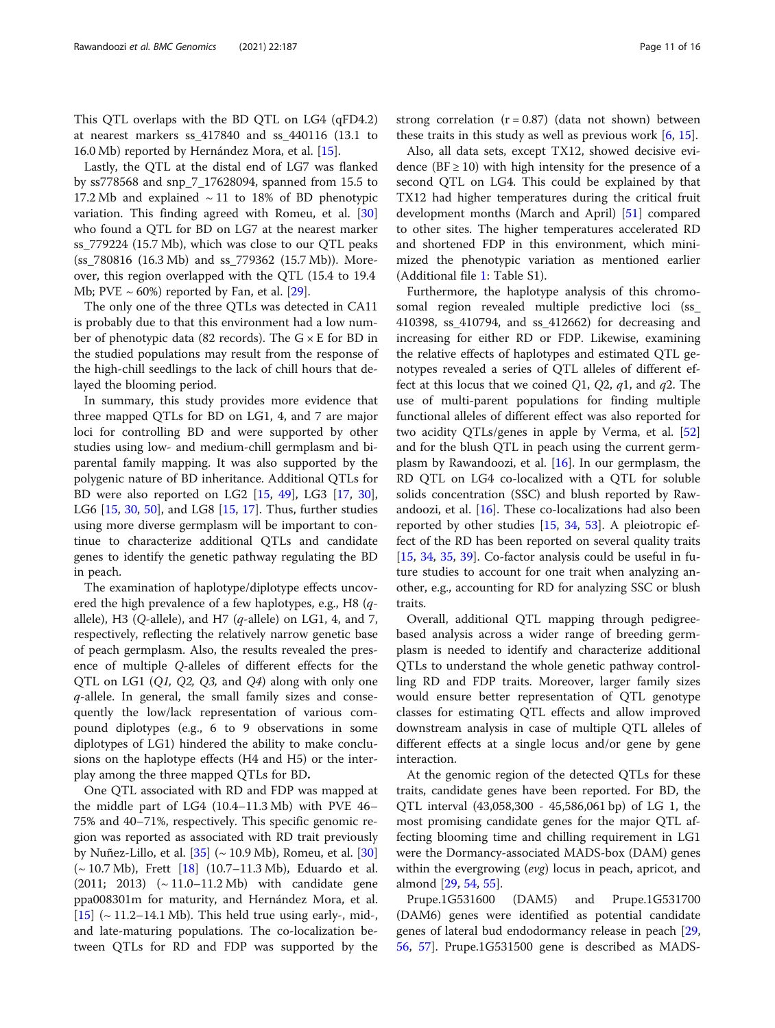This QTL overlaps with the BD QTL on LG4 (qFD4.2) at nearest markers ss_417840 and ss_440116 (13.1 to 16.0 Mb) reported by Hernández Mora, et al. [15].

Lastly, the QTL at the distal end of LG7 was flanked by ss778568 and snp_7_17628094, spanned from 15.5 to 17.2 Mb and explained ~ 11 to 18% of BD phenotypic variation. This finding agreed with Romeu, et al. [30] who found a QTL for BD on LG7 at the nearest marker ss_779224 (15.7 Mb), which was close to our QTL peaks (ss_780816 (16.3 Mb) and ss_779362 (15.7 Mb)). Moreover, this region overlapped with the QTL (15.4 to 19.4 Mb; PVE ~ 60%) reported by Fan, et al. [29].

The only one of the three QTLs was detected in CA11 is probably due to that this environment had a low number of phenotypic data (82 records). The G × E for BD in the studied populations may result from the response of the high-chill seedlings to the lack of chill hours that delayed the blooming period.

In summary, this study provides more evidence that three mapped QTLs for BD on LG1, 4, and 7 are major loci for controlling BD and were supported by other studies using low- and medium-chill germplasm and bi-parental family mapping. It was also supported by the polygenic nature of BD inheritance. Additional QTLs for BD were also reported on LG2 [15, 49], LG3 [17, 30], LG6 [15, 30, 50], and LG8 [15, 17]. Thus, further studies using more diverse germplasm will be important to continue to characterize additional QTLs and candidate genes to identify the genetic pathway regulating the BD in peach.

The examination of haplotype/diplotype effects uncovered the high prevalence of a few haplotypes, e.g., H8 (*q*-allele), H3 (*Q*-allele), and H7 (*q*-allele) on LG1, 4, and 7, respectively, reflecting the relatively narrow genetic base of peach germplasm. Also, the results revealed the presence of multiple *Q*-alleles of different effects for the QTL on LG1 (*Q1, Q2, Q3,* and *Q4*) along with only one *q*-allele. In general, the small family sizes and consequently the low/lack representation of various compound diplotypes (e.g., 6 to 9 observations in some diplotypes of LG1) hindered the ability to make conclusions on the haplotype effects (H4 and H5) or the interplay among the three mapped QTLs for BD**.**

One QTL associated with RD and FDP was mapped at the middle part of LG4 (10.4–11.3 Mb) with PVE 46–75% and 40–71%, respectively. This specific genomic region was reported as associated with RD trait previously by Nuñez-Lillo, et al. [35] (~ 10.9 Mb), Romeu, et al. [30] (~ 10.7 Mb), Frett [18] (10.7–11.3 Mb), Eduardo et al. (2011; 2013) (~ 11.0–11.2 Mb) with candidate gene ppa008301m for maturity, and Hernández Mora, et al. [15] (~ 11.2–14.1 Mb). This held true using early-, mid-, and late-maturing populations. The co-localization between QTLs for RD and FDP was supported by the strong correlation (r = 0.87) (data not shown) between these traits in this study as well as previous work [6, 15].

Also, all data sets, except TX12, showed decisive evidence (BF ≥ 10) with high intensity for the presence of a second QTL on LG4. This could be explained by that TX12 had higher temperatures during the critical fruit development months (March and April) [51] compared to other sites. The higher temperatures accelerated RD and shortened FDP in this environment, which minimized the phenotypic variation as mentioned earlier (Additional file 1: Table S1).

Furthermore, the haplotype analysis of this chromosomal region revealed multiple predictive loci (ss_410398, ss_410794, and ss_412662) for decreasing and increasing for either RD or FDP. Likewise, examining the relative effects of haplotypes and estimated QTL genotypes revealed a series of QTL alleles of different effect at this locus that we coined *Q*1, *Q*2, *q*1, and *q*2. The use of multi-parent populations for finding multiple functional alleles of different effect was also reported for two acidity QTLs/genes in apple by Verma, et al. [52] and for the blush QTL in peach using the current germplasm by Rawandoozi, et al. [16]. In our germplasm, the RD QTL on LG4 co-localized with a QTL for soluble solids concentration (SSC) and blush reported by Rawandoozi, et al. [16]. These co-localizations had also been reported by other studies [15, 34, 53]. A pleiotropic effect of the RD has been reported on several quality traits [15, 34, 35, 39]. Co-factor analysis could be useful in future studies to account for one trait when analyzing another, e.g., accounting for RD for analyzing SSC or blush traits.

Overall, additional QTL mapping through pedigree-based analysis across a wider range of breeding germplasm is needed to identify and characterize additional QTLs to understand the whole genetic pathway controlling RD and FDP traits. Moreover, larger family sizes would ensure better representation of QTL genotype classes for estimating QTL effects and allow improved downstream analysis in case of multiple QTL alleles of different effects at a single locus and/or gene by gene interaction.

At the genomic region of the detected QTLs for these traits, candidate genes have been reported. For BD, the QTL interval (43,058,300 - 45,586,061 bp) of LG 1, the most promising candidate genes for the major QTL affecting blooming time and chilling requirement in LG1 were the Dormancy-associated MADS-box (DAM) genes within the evergrowing (*evg*) locus in peach, apricot, and almond [29, 54, 55].

Prupe.1G531600 (DAM5) and Prupe.1G531700 (DAM6) genes were identified as potential candidate genes of lateral bud endodormancy release in peach [29, 56, 57]. Prupe.1G531500 gene is described as MADS-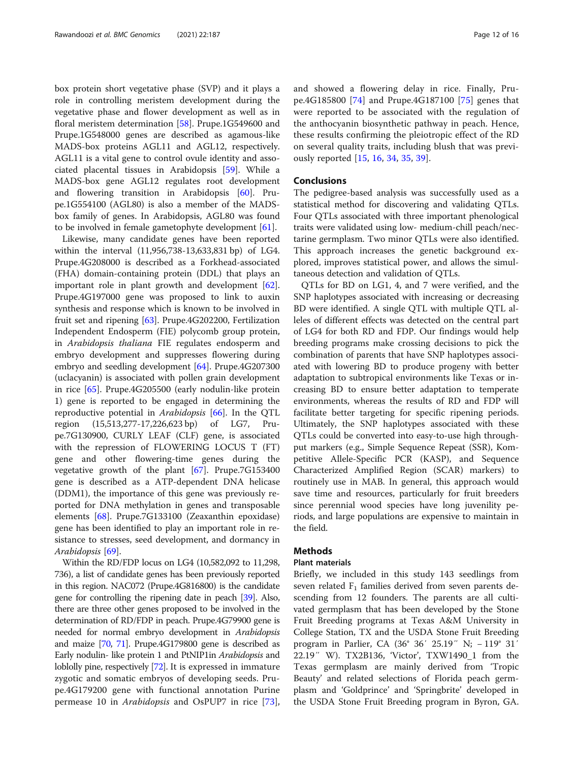box protein short vegetative phase (SVP) and it plays a role in controlling meristem development during the vegetative phase and flower development as well as in floral meristem determination [58]. Prupe.1G549600 and Prupe.1G548000 genes are described as agamous-like MADS-box proteins AGL11 and AGL12, respectively. AGL11 is a vital gene to control ovule identity and associated placental tissues in Arabidopsis [59]. While a MADS-box gene AGL12 regulates root development and flowering transition in Arabidopsis [60]. Prupe.1G554100 (AGL80) is also a member of the MADS-box family of genes. In Arabidopsis, AGL80 was found to be involved in female gametophyte development [61].

Likewise, many candidate genes have been reported within the interval (11,956,738-13,633,831 bp) of LG4. Prupe.4G208000 is described as a Forkhead-associated (FHA) domain-containing protein (DDL) that plays an important role in plant growth and development [62]. Prupe.4G197000 gene was proposed to link to auxin synthesis and response which is known to be involved in fruit set and ripening [63]. Prupe.4G202200, Fertilization Independent Endosperm (FIE) polycomb group protein, in *Arabidopsis thaliana* FIE regulates endosperm and embryo development and suppresses flowering during embryo and seedling development [64]. Prupe.4G207300 (uclacyanin) is associated with pollen grain development in rice [65]. Prupe.4G205500 (early nodulin-like protein 1) gene is reported to be engaged in determining the reproductive potential in *Arabidopsis* [66]. In the QTL region (15,513,277-17,226,623 bp) of LG7, Prupe.7G130900, CURLY LEAF (CLF) gene, is associated with the repression of FLOWERING LOCUS T (FT) gene and other flowering-time genes during the vegetative growth of the plant [67]. Prupe.7G153400 gene is described as a ATP-dependent DNA helicase (DDM1), the importance of this gene was previously reported for DNA methylation in genes and transposable elements [68]. Prupe.7G133100 (Zeaxanthin epoxidase) gene has been identified to play an important role in resistance to stresses, seed development, and dormancy in *Arabidopsis* [69].

Within the RD/FDP locus on LG4 (10,582,092 to 11,298, 736), a list of candidate genes has been previously reported in this region. NAC072 (Prupe.4G816800) is the candidate gene for controlling the ripening date in peach [39]. Also, there are three other genes proposed to be involved in the determination of RD/FDP in peach. Prupe.4G79900 gene is needed for normal embryo development in *Arabidopsis* and maize [70, 71]. Prupe.4G179800 gene is described as Early nodulin- like protein 1 and PtNIP1in *Arabidopsis* and loblolly pine, respectively [72]. It is expressed in immature zygotic and somatic embryos of developing seeds. Prupe.4G179200 gene with functional annotation Purine permease 10 in *Arabidopsis* and OsPUP7 in rice [73], and showed a flowering delay in rice. Finally, Prupe.4G185800 [74] and Prupe.4G187100 [75] genes that were reported to be associated with the regulation of the anthocyanin biosynthetic pathway in peach. Hence, these results confirming the pleiotropic effect of the RD on several quality traits, including blush that was previously reported [15, 16, 34, 35, 39].

## Conclusions

The pedigree-based analysis was successfully used as a statistical method for discovering and validating QTLs. Four QTLs associated with three important phenological traits were validated using low- medium-chill peach/nectarine germplasm. Two minor QTLs were also identified. This approach increases the genetic background explored, improves statistical power, and allows the simultaneous detection and validation of QTLs.

QTLs for BD on LG1, 4, and 7 were verified, and the SNP haplotypes associated with increasing or decreasing BD were identified. A single QTL with multiple QTL alleles of different effects was detected on the central part of LG4 for both RD and FDP. Our findings would help breeding programs make crossing decisions to pick the combination of parents that have SNP haplotypes associated with lowering BD to produce progeny with better adaptation to subtropical environments like Texas or increasing BD to ensure better adaptation to temperate environments, whereas the results of RD and FDP will facilitate better targeting for specific ripening periods. Ultimately, the SNP haplotypes associated with these QTLs could be converted into easy-to-use high throughput markers (e.g., Simple Sequence Repeat (SSR), Kompetitive Allele-Specific PCR (KASP), and Sequence Characterized Amplified Region (SCAR) markers) to routinely use in MAB. In general, this approach would save time and resources, particularly for fruit breeders since perennial wood species have long juvenility periods, and large populations are expensive to maintain in the field.

## Methods

### Plant materials

Briefly, we included in this study 143 seedlings from seven related $F_1$ families derived from seven parents descending from 12 founders. The parents are all cultivated germplasm that has been developed by the Stone Fruit Breeding programs at Texas A&M University in College Station, TX and the USDA Stone Fruit Breeding program in Parlier, CA (36° 36′ 25.19″ N; − 119° 31′ 22.19″ W). TX2B136, 'Victor', TXW1490_1 from the Texas germplasm are mainly derived from 'Tropic Beauty' and related selections of Florida peach germplasm and 'Goldprince' and 'Springbrite' developed in the USDA Stone Fruit Breeding program in Byron, GA.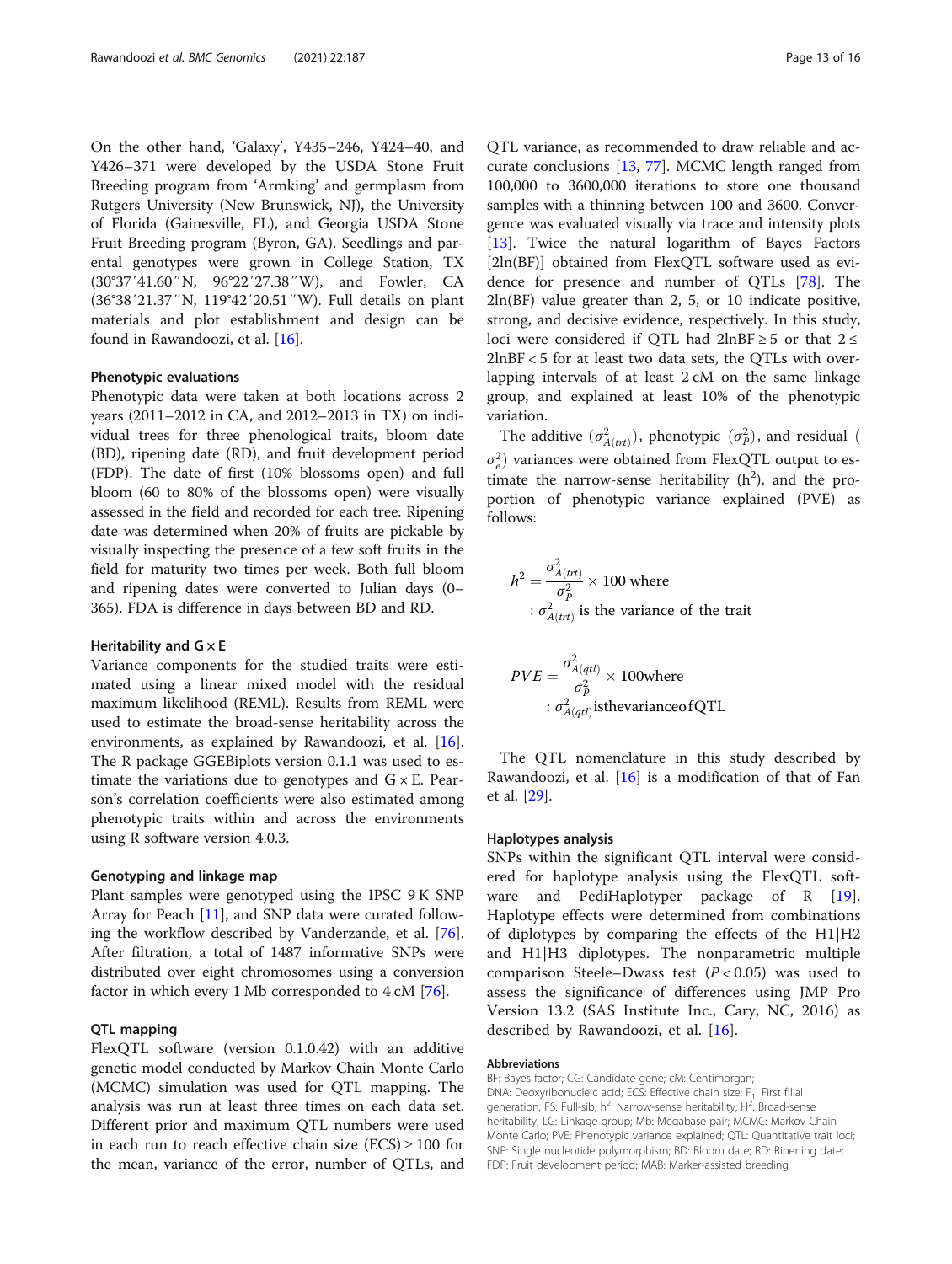On the other hand, 'Galaxy', Y435–246, Y424–40, and Y426–371 were developed by the USDA Stone Fruit Breeding program from 'Armking' and germplasm from Rutgers University (New Brunswick, NJ), the University of Florida (Gainesville, FL), and Georgia USDA Stone Fruit Breeding program (Byron, GA). Seedlings and parental genotypes were grown in College Station, TX (30°37′41.60″N, 96°22′27.38″W), and Fowler, CA (36°38′21.37″N, 119°42′20.51″W). Full details on plant materials and plot establishment and design can be found in Rawandoozi, et al. [16].

### Phenotypic evaluations

Phenotypic data were taken at both locations across 2 years (2011–2012 in CA, and 2012–2013 in TX) on individual trees for three phenological traits, bloom date (BD), ripening date (RD), and fruit development period (FDP). The date of first (10% blossoms open) and full bloom (60 to 80% of the blossoms open) were visually assessed in the field and recorded for each tree. Ripening date was determined when 20% of fruits are pickable by visually inspecting the presence of a few soft fruits in the field for maturity two times per week. Both full bloom and ripening dates were converted to Julian days (0–365). FDA is difference in days between BD and RD.

### Heritability and G × E

Variance components for the studied traits were estimated using a linear mixed model with the residual maximum likelihood (REML). Results from REML were used to estimate the broad-sense heritability across the environments, as explained by Rawandoozi, et al. [16]. The R package GGEBiplots version 0.1.1 was used to estimate the variations due to genotypes and G × E. Pearson's correlation coefficients were also estimated among phenotypic traits within and across the environments using R software version 4.0.3.

### Genotyping and linkage map

Plant samples were genotyped using the IPSC 9 K SNP Array for Peach [11], and SNP data were curated following the workflow described by Vanderzande, et al. [76]. After filtration, a total of 1487 informative SNPs were distributed over eight chromosomes using a conversion factor in which every 1 Mb corresponded to 4 cM [76].

### QTL mapping

FlexQTL software (version 0.1.0.42) with an additive genetic model conducted by Markov Chain Monte Carlo (MCMC) simulation was used for QTL mapping. The analysis was run at least three times on each data set. Different prior and maximum QTL numbers were used in each run to reach effective chain size (ECS) ≥ 100 for the mean, variance of the error, number of QTLs, and QTL variance, as recommended to draw reliable and accurate conclusions [13, 77]. MCMC length ranged from 100,000 to 3600,000 iterations to store one thousand samples with a thinning between 100 and 3600. Convergence was evaluated visually via trace and intensity plots [13]. Twice the natural logarithm of Bayes Factors [2ln(BF)] obtained from FlexQTL software used as evidence for presence and number of QTLs [78]. The 2ln(BF) value greater than 2, 5, or 10 indicate positive, strong, and decisive evidence, respectively. In this study, loci were considered if QTL had 2lnBF ≥ 5 or that 2 ≤ 2lnBF < 5 for at least two data sets, the QTLs with overlapping intervals of at least 2 cM on the same linkage group, and explained at least 10% of the phenotypic variation.

The additive ($\sigma^2_{A(trt)}$), phenotypic ($\sigma^2_P$), and residual ($\sigma^2_e$) variances were obtained from FlexQTL output to estimate the narrow-sense heritability ($h^2$), and the proportion of phenotypic variance explained (PVE) as follows:

$$h^2 = \frac{\sigma^2_{A(trt)}}{\sigma^2_P} \times 100 \text{ where}$$
$$: \sigma^2_{A(trt)} \text{ is the variance of the trait}$$

$$PVE = \frac{\sigma^2_{A(qtl)}}{\sigma^2_P} \times 100\text{where}$$
$$: \sigma^2_{A(qtl)}\text{isthevarianceofQTL}$$

The QTL nomenclature in this study described by Rawandoozi, et al. [16] is a modification of that of Fan et al. [29].

### Haplotypes analysis

SNPs within the significant QTL interval were considered for haplotype analysis using the FlexQTL software and PediHaplotyper package of R [19]. Haplotype effects were determined from combinations of diplotypes by comparing the effects of the H1|H2 and H1|H3 diplotypes. The nonparametric multiple comparison Steele–Dwass test ($P < 0.05$) was used to assess the significance of differences using JMP Pro Version 13.2 (SAS Institute Inc., Cary, NC, 2016) as described by Rawandoozi, et al. [16].

#### Abbreviations

BF: Bayes factor; CG: Candidate gene; cM: Centimorgan; DNA: Deoxyribonucleic acid; ECS: Effective chain size; $F_1$: First filial generation; FS: Full-sib; $h^2$: Narrow-sense heritability; $H^2$: Broad-sense heritability; LG: Linkage group; Mb: Megabase pair; MCMC: Markov Chain Monte Carlo; PVE: Phenotypic variance explained; QTL: Quantitative trait loci; SNP: Single nucleotide polymorphism; BD: Bloom date; RD: Ripening date; FDP: Fruit development period; MAB: Marker-assisted breeding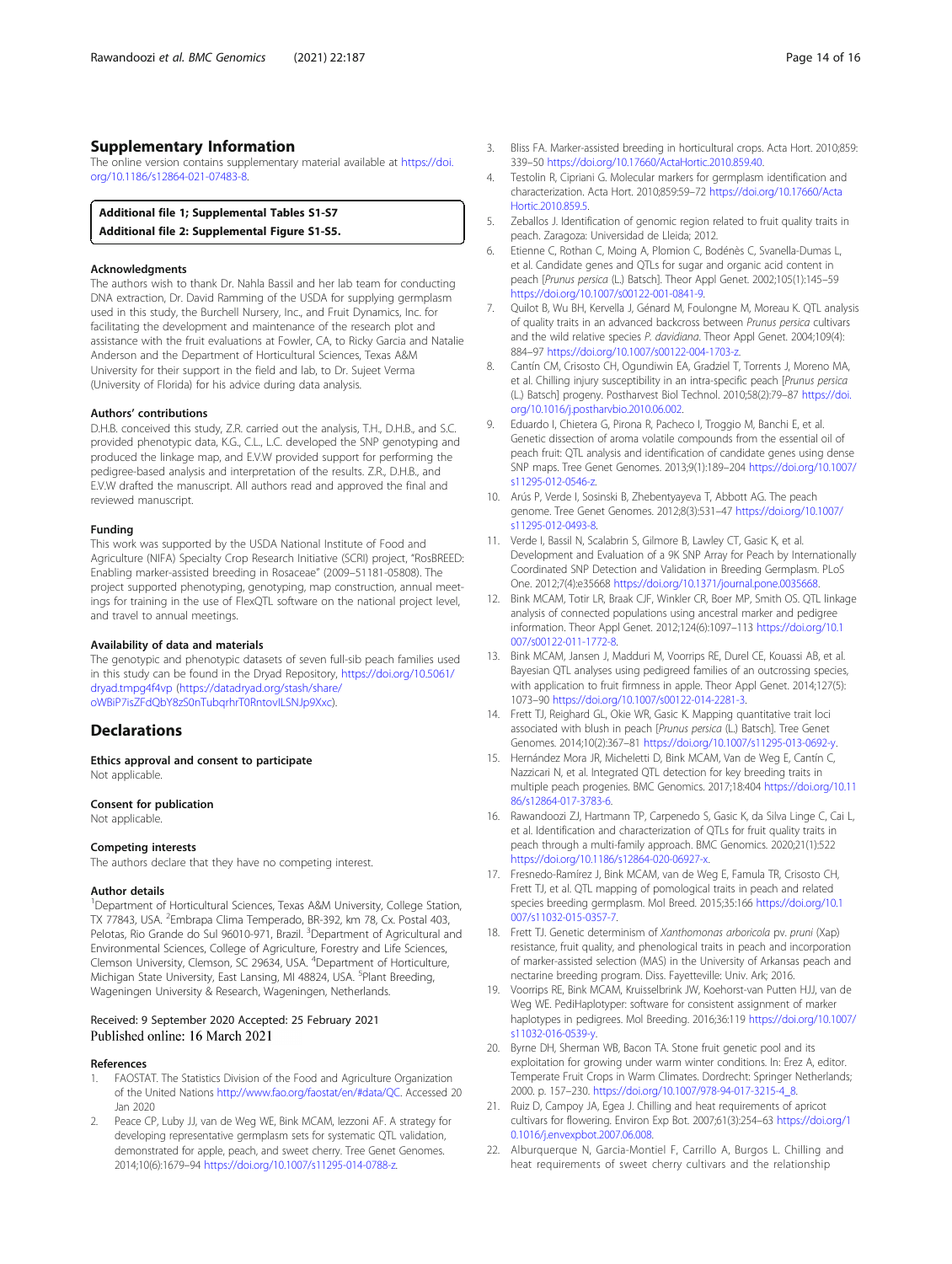## Supplementary Information

The online version contains supplementary material available at https://doi.org/10.1186/s12864-021-07483-8.

**Additional file 1; Supplemental Tables S1-S7**
**Additional file 2: Supplemental Figure S1-S5.**

### Acknowledgments

The authors wish to thank Dr. Nahla Bassil and her lab team for conducting DNA extraction, Dr. David Ramming of the USDA for supplying germplasm used in this study, the Burchell Nursery, Inc., and Fruit Dynamics, Inc. for facilitating the development and maintenance of the research plot and assistance with the fruit evaluations at Fowler, CA, to Ricky Garcia and Natalie Anderson and the Department of Horticultural Sciences, Texas A&M University for their support in the field and lab, to Dr. Sujeet Verma (University of Florida) for his advice during data analysis.

### Authors' contributions

D.H.B. conceived this study, Z.R. carried out the analysis, T.H., D.H.B., and S.C. provided phenotypic data, K.G., C.L., L.C. developed the SNP genotyping and produced the linkage map, and E.V.W provided support for performing the pedigree-based analysis and interpretation of the results. Z.R., D.H.B., and E.V.W drafted the manuscript. All authors read and approved the final and reviewed manuscript.

### Funding

This work was supported by the USDA National Institute of Food and Agriculture (NIFA) Specialty Crop Research Initiative (SCRI) project, "RosBREED: Enabling marker-assisted breeding in Rosaceae" (2009–51181-05808). The project supported phenotyping, genotyping, map construction, annual meetings for training in the use of FlexQTL software on the national project level, and travel to annual meetings.

### Availability of data and materials

The genotypic and phenotypic datasets of seven full-sib peach families used in this study can be found in the Dryad Repository, https://doi.org/10.5061/dryad.tmpg4f4vp (https://datadryad.org/stash/share/oWBiP7isZFdQbY8zS0nTubqrhrT0RntovILSNJp9Xxc).

## Declarations

### Ethics approval and consent to participate

Not applicable.

### Consent for publication

Not applicable.

### Competing interests

The authors declare that they have no competing interest.

### Author details

[1]Department of Horticultural Sciences, Texas A&M University, College Station, TX 77843, USA. [2]Embrapa Clima Temperado, BR-392, km 78, Cx. Postal 403, Pelotas, Rio Grande do Sul 96010-971, Brazil. [3]Department of Agricultural and Environmental Sciences, College of Agriculture, Forestry and Life Sciences, Clemson University, Clemson, SC 29634, USA. [4]Department of Horticulture, Michigan State University, East Lansing, MI 48824, USA. [5]Plant Breeding, Wageningen University & Research, Wageningen, Netherlands.

Received: 9 September 2020 Accepted: 25 February 2021
Published online: 16 March 2021

### References

1. FAOSTAT. The Statistics Division of the Food and Agriculture Organization of the United Nations http://www.fao.org/faostat/en/#data/QC. Accessed 20 Jan 2020
2. Peace CP, Luby JJ, van de Weg WE, Bink MCAM, Iezzoni AF. A strategy for developing representative germplasm sets for systematic QTL validation, demonstrated for apple, peach, and sweet cherry. Tree Genet Genomes. 2014;10(6):1679–94 https://doi.org/10.1007/s11295-014-0788-z.
3. Bliss FA. Marker-assisted breeding in horticultural crops. Acta Hort. 2010;859:339–50 https://doi.org/10.17660/ActaHortic.2010.859.40.
4. Testolin R, Cipriani G. Molecular markers for germplasm identification and characterization. Acta Hort. 2010;859:59–72 https://doi.org/10.17660/ActaHortic.2010.859.5.
5. Zeballos J. Identification of genomic region related to fruit quality traits in peach. Zaragoza: Universidad de Lleida; 2012.
6. Etienne C, Rothan C, Moing A, Plomion C, Bodénès C, Svanella-Dumas L, et al. Candidate genes and QTLs for sugar and organic acid content in peach [*Prunus persica* (L.) Batsch]. Theor Appl Genet. 2002;105(1):145–59 https://doi.org/10.1007/s00122-001-0841-9.
7. Quilot B, Wu BH, Kervella J, Génard M, Foulongne M, Moreau K. QTL analysis of quality traits in an advanced backcross between *Prunus persica* cultivars and the wild relative species *P. davidiana*. Theor Appl Genet. 2004;109(4):884–97 https://doi.org/10.1007/s00122-004-1703-z.
8. Cantín CM, Crisosto CH, Ogundiwin EA, Gradziel T, Torrents J, Moreno MA, et al. Chilling injury susceptibility in an intra-specific peach [*Prunus persica* (L.) Batsch] progeny. Postharvest Biol Technol. 2010;58(2):79–87 https://doi.org/10.1016/j.postharvbio.2010.06.002.
9. Eduardo I, Chietera G, Pirona R, Pacheco I, Troggio M, Banchi E, et al. Genetic dissection of aroma volatile compounds from the essential oil of peach fruit: QTL analysis and identification of candidate genes using dense SNP maps. Tree Genet Genomes. 2013;9(1):189–204 https://doi.org/10.1007/s11295-012-0546-z.
10. Arús P, Verde I, Sosinski B, Zhebentyayeva T, Abbott AG. The peach genome. Tree Genet Genomes. 2012;8(3):531–47 https://doi.org/10.1007/s11295-012-0493-8.
11. Verde I, Bassil N, Scalabrin S, Gilmore B, Lawley CT, Gasic K, et al. Development and Evaluation of a 9K SNP Array for Peach by Internationally Coordinated SNP Detection and Validation in Breeding Germplasm. PLoS One. 2012;7(4):e35668 https://doi.org/10.1371/journal.pone.0035668.
12. Bink MCAM, Totir LR, Braak CJF, Winkler CR, Boer MP, Smith OS. QTL linkage analysis of connected populations using ancestral marker and pedigree information. Theor Appl Genet. 2012;124(6):1097–113 https://doi.org/10.1007/s00122-011-1772-8.
13. Bink MCAM, Jansen J, Madduri M, Voorrips RE, Durel CE, Kouassi AB, et al. Bayesian QTL analyses using pedigreed families of an outcrossing species, with application to fruit firmness in apple. Theor Appl Genet. 2014;127(5):1073–90 https://doi.org/10.1007/s00122-014-2281-3.
14. Frett TJ, Reighard GL, Okie WR, Gasic K. Mapping quantitative trait loci associated with blush in peach [*Prunus persica* (L.) Batsch]. Tree Genet Genomes. 2014;10(2):367–81 https://doi.org/10.1007/s11295-013-0692-y.
15. Hernández Mora JR, Micheletti D, Bink MCAM, Van de Weg E, Cantín C, Nazzicari N, et al. Integrated QTL detection for key breeding traits in multiple peach progenies. BMC Genomics. 2017;18:404 https://doi.org/10.1186/s12864-017-3783-6.
16. Rawandoozi ZJ, Hartmann TP, Carpenedo S, Gasic K, da Silva Linge C, Cai L, et al. Identification and characterization of QTLs for fruit quality traits in peach through a multi-family approach. BMC Genomics. 2020;21(1):522 https://doi.org/10.1186/s12864-020-06927-x.
17. Fresnedo-Ramírez J, Bink MCAM, van de Weg E, Famula TR, Crisosto CH, Frett TJ, et al. QTL mapping of pomological traits in peach and related species breeding germplasm. Mol Breed. 2015;35:166 https://doi.org/10.1007/s11032-015-0357-7.
18. Frett TJ. Genetic determinism of *Xanthomonas arboricola* pv. *pruni* (Xap) resistance, fruit quality, and phenological traits in peach and incorporation of marker-assisted selection (MAS) in the University of Arkansas peach and nectarine breeding program. Diss. Fayetteville: Univ. Ark; 2016.
19. Voorrips RE, Bink MCAM, Kruisselbrink JW, Koehorst-van Putten HJJ, van de Weg WE. PediHaplotyper: software for consistent assignment of marker haplotypes in pedigrees. Mol Breeding. 2016;36:119 https://doi.org/10.1007/s11032-016-0539-y.
20. Byrne DH, Sherman WB, Bacon TA. Stone fruit genetic pool and its exploitation for growing under warm winter conditions. In: Erez A, editor. Temperate Fruit Crops in Warm Climates. Dordrecht: Springer Netherlands; 2000. p. 157–230. https://doi.org/10.1007/978-94-017-3215-4_8.
21. Ruiz D, Campoy JA, Egea J. Chilling and heat requirements of apricot cultivars for flowering. Environ Exp Bot. 2007;61(3):254–63 https://doi.org/10.1016/j.envexpbot.2007.06.008.
22. Alburquerque N, Garcia-Montiel F, Carrillo A, Burgos L. Chilling and heat requirements of sweet cherry cultivars and the relationship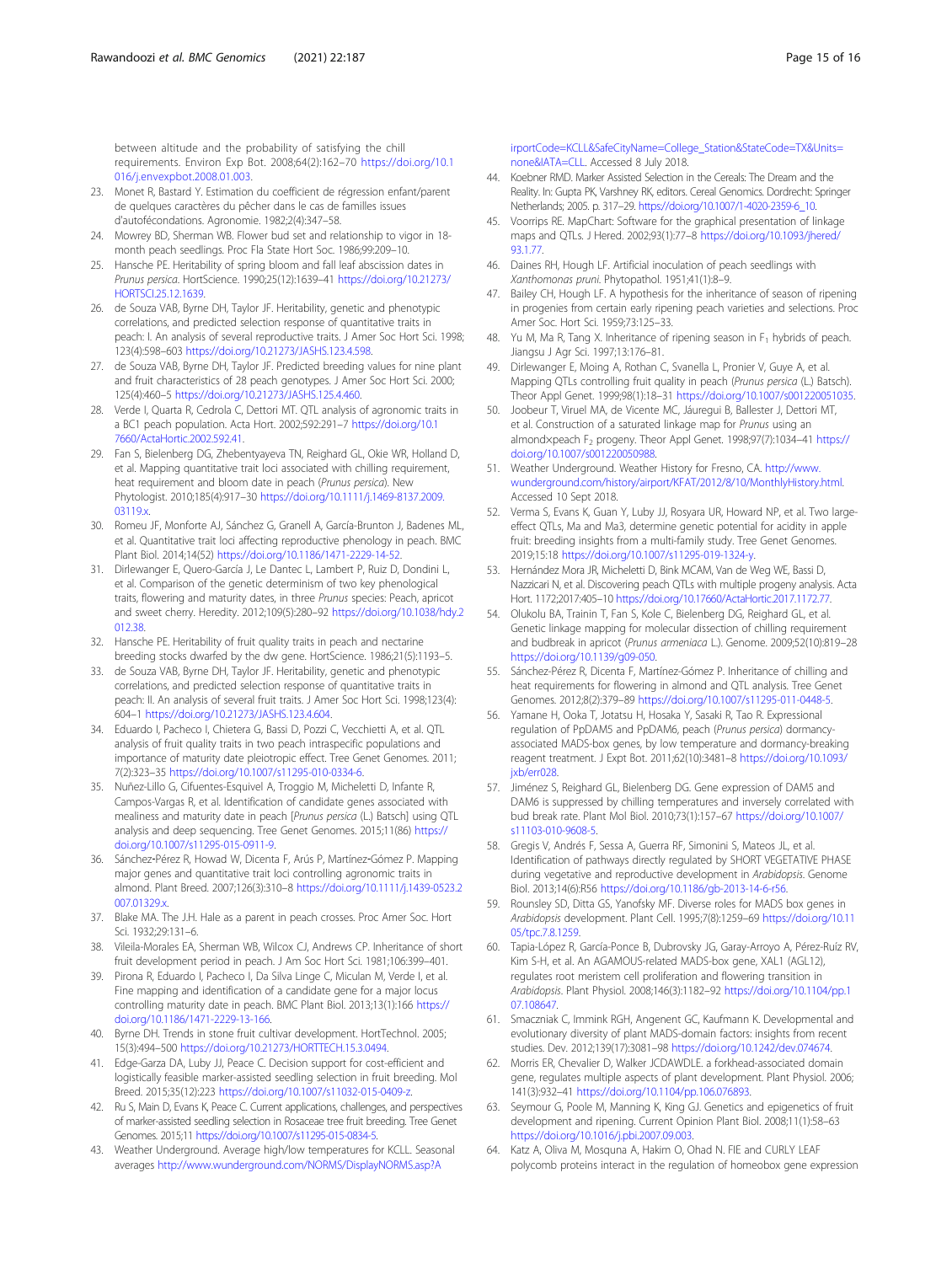between altitude and the probability of satisfying the chill requirements. Environ Exp Bot. 2008;64(2):162–70 https://doi.org/10.1016/j.envexpbot.2008.01.003.

23. Monet R, Bastard Y. Estimation du coefficient de régression enfant/parent de quelques caractères du pêcher dans le cas de familles issues d'autofécondations. Agronomie. 1982;2(4):347–58.
24. Mowrey BD, Sherman WB. Flower bud set and relationship to vigor in 18-month peach seedlings. Proc Fla State Hort Soc. 1986;99:209–10.
25. Hansche PE. Heritability of spring bloom and fall leaf abscission dates in *Prunus persica*. HortScience. 1990;25(12):1639–41 https://doi.org/10.21273/HORTSCI.25.12.1639.
26. de Souza VAB, Byrne DH, Taylor JF. Heritability, genetic and phenotypic correlations, and predicted selection response of quantitative traits in peach: I. An analysis of several reproductive traits. J Amer Soc Hort Sci. 1998;123(4):598–603 https://doi.org/10.21273/JASHS.123.4.598.
27. de Souza VAB, Byrne DH, Taylor JF. Predicted breeding values for nine plant and fruit characteristics of 28 peach genotypes. J Amer Soc Hort Sci. 2000;125(4):460–5 https://doi.org/10.21273/JASHS.125.4.460.
28. Verde I, Quarta R, Cedrola C, Dettori MT. QTL analysis of agronomic traits in a BC1 peach population. Acta Hort. 2002;592:291–7 https://doi.org/10.17660/ActaHortic.2002.592.41.
29. Fan S, Bielenberg DG, Zhebentyayeva TN, Reighard GL, Okie WR, Holland D, et al. Mapping quantitative trait loci associated with chilling requirement, heat requirement and bloom date in peach (*Prunus persica*). New Phytologist. 2010;185(4):917–30 https://doi.org/10.1111/j.1469-8137.2009.03119.x.
30. Romeu JF, Monforte AJ, Sánchez G, Granell A, García-Brunton J, Badenes ML, et al. Quantitative trait loci affecting reproductive phenology in peach. BMC Plant Biol. 2014;14(52) https://doi.org/10.1186/1471-2229-14-52.
31. Dirlewanger E, Quero-García J, Le Dantec L, Lambert P, Ruiz D, Dondini L, et al. Comparison of the genetic determinism of two key phenological traits, flowering and maturity dates, in three *Prunus* species: Peach, apricot and sweet cherry. Heredity. 2012;109(5):280–92 https://doi.org/10.1038/hdy.2012.38.
32. Hansche PE. Heritability of fruit quality traits in peach and nectarine breeding stocks dwarfed by the dw gene. HortScience. 1986;21(5):1193–5.
33. de Souza VAB, Byrne DH, Taylor JF. Heritability, genetic and phenotypic correlations, and predicted selection response of quantitative traits in peach: II. An analysis of several fruit traits. J Amer Soc Hort Sci. 1998;123(4):604–1 https://doi.org/10.21273/JASHS.123.4.604.
34. Eduardo I, Pacheco I, Chietera G, Bassi D, Pozzi C, Vecchietti A, et al. QTL analysis of fruit quality traits in two peach intraspecific populations and importance of maturity date pleiotropic effect. Tree Genet Genomes. 2011;7(2):323–35 https://doi.org/10.1007/s11295-010-0334-6.
35. Nuñez-Lillo G, Cifuentes-Esquivel A, Troggio M, Micheletti D, Infante R, Campos-Vargas R, et al. Identification of candidate genes associated with mealiness and maturity date in peach [*Prunus persica* (L.) Batsch] using QTL analysis and deep sequencing. Tree Genet Genomes. 2015;11(86) https://doi.org/10.1007/s11295-015-0911-9.
36. Sánchez-Pérez R, Howad W, Dicenta F, Arús P, Martínez-Gómez P. Mapping major genes and quantitative trait loci controlling agronomic traits in almond. Plant Breed. 2007;126(3):310–8 https://doi.org/10.1111/j.1439-0523.2007.01329.x.
37. Blake MA. The J.H. Hale as a parent in peach crosses. Proc Amer Soc. Hort Sci. 1932;29:131–6.
38. Vileila-Morales EA, Sherman WB, Wilcox CJ, Andrews CP. Inheritance of short fruit development period in peach. J Am Soc Hort Sci. 1981;106:399–401.
39. Pirona R, Eduardo I, Pacheco I, Da Silva Linge C, Miculan M, Verde I, et al. Fine mapping and identification of a candidate gene for a major locus controlling maturity date in peach. BMC Plant Biol. 2013;13(1):166 https://doi.org/10.1186/1471-2229-13-166.
40. Byrne DH. Trends in stone fruit cultivar development. HortTechnol. 2005;15(3):494–500 https://doi.org/10.21273/HORTTECH.15.3.0494.
41. Edge-Garza DA, Luby JJ, Peace C. Decision support for cost-efficient and logistically feasible marker-assisted seedling selection in fruit breeding. Mol Breed. 2015;35(12):223 https://doi.org/10.1007/s11032-015-0409-z.
42. Ru S, Main D, Evans K, Peace C. Current applications, challenges, and perspectives of marker-assisted seedling selection in Rosaceae tree fruit breeding. Tree Genet Genomes. 2015;11 https://doi.org/10.1007/s11295-015-0834-5.
43. Weather Underground. Average high/low temperatures for KCLL. Seasonal averages http://www.wunderground.com/NORMS/DisplayNORMS.asp?AirportCode=KCLL&SafeCityName=College_Station&StateCode=TX&Units=none&IATA=CLL. Accessed 8 July 2018.
44. Koebner RMD. Marker Assisted Selection in the Cereals: The Dream and the Reality. In: Gupta PK, Varshney RK, editors. Cereal Genomics. Dordrecht: Springer Netherlands; 2005. p. 317–29. https://doi.org/10.1007/1-4020-2359-6_10.
45. Voorrips RE. MapChart: Software for the graphical presentation of linkage maps and QTLs. J Hered. 2002;93(1):77–8 https://doi.org/10.1093/jhered/93.1.77.
46. Daines RH, Hough LF. Artificial inoculation of peach seedlings with *Xanthomonas pruni*. Phytopathol. 1951;41(1):8–9.
47. Bailey CH, Hough LF. A hypothesis for the inheritance of season of ripening in progenies from certain early ripening peach varieties and selections. Proc Amer Soc. Hort Sci. 1959;73:125–33.
48. Yu M, Ma R, Tang X. Inheritance of ripening season in $F_1$ hybrids of peach. Jiangsu J Agr Sci. 1997;13:176–81.
49. Dirlewanger E, Moing A, Rothan C, Svanella L, Pronier V, Guye A, et al. Mapping QTLs controlling fruit quality in peach (*Prunus persica* (L.) Batsch). Theor Appl Genet. 1999;98(1):18–31 https://doi.org/10.1007/s001220051035.
50. Joobeur T, Viruel MA, de Vicente MC, Jáuregui B, Ballester J, Dettori MT, et al. Construction of a saturated linkage map for *Prunus* using an almond×peach $F_2$ progeny. Theor Appl Genet. 1998;97(7):1034–41 https://doi.org/10.1007/s001220050988.
51. Weather Underground. Weather History for Fresno, CA. http://www.wunderground.com/history/airport/KFAT/2012/8/10/MonthlyHistory.html. Accessed 10 Sept 2018.
52. Verma S, Evans K, Guan Y, Luby JJ, Rosyara UR, Howard NP, et al. Two large-effect QTLs, Ma and Ma3, determine genetic potential for acidity in apple fruit: breeding insights from a multi-family study. Tree Genet Genomes. 2019;15:18 https://doi.org/10.1007/s11295-019-1324-y.
53. Hernández Mora JR, Micheletti D, Bink MCAM, Van de Weg WE, Bassi D, Nazzicari N, et al. Discovering peach QTLs with multiple progeny analysis. Acta Hort. 1172;2017:405–10 https://doi.org/10.17660/ActaHortic.2017.1172.77.
54. Olukolu BA, Trainin T, Fan S, Kole C, Bielenberg DG, Reighard GL, et al. Genetic linkage mapping for molecular dissection of chilling requirement and budbreak in apricot (*Prunus armeniaca* L.). Genome. 2009;52(10):819–28 https://doi.org/10.1139/g09-050.
55. Sánchez-Pérez R, Dicenta F, Martínez-Gómez P. Inheritance of chilling and heat requirements for flowering in almond and QTL analysis. Tree Genet Genomes. 2012;8(2):379–89 https://doi.org/10.1007/s11295-011-0448-5.
56. Yamane H, Ooka T, Jotatsu H, Hosaka Y, Sasaki R, Tao R. Expressional regulation of PpDAM5 and PpDAM6, peach (*Prunus persica*) dormancy-associated MADS-box genes, by low temperature and dormancy-breaking reagent treatment. J Expt Bot. 2011;62(10):3481–8 https://doi.org/10.1093/jxb/err028.
57. Jiménez S, Reighard GL, Bielenberg DG. Gene expression of DAM5 and DAM6 is suppressed by chilling temperatures and inversely correlated with bud break rate. Plant Mol Biol. 2010;73(1):157–67 https://doi.org/10.1007/s11103-010-9608-5.
58. Gregis V, Andrés F, Sessa A, Guerra RF, Simonini S, Mateos JL, et al. Identification of pathways directly regulated by SHORT VEGETATIVE PHASE during vegetative and reproductive development in *Arabidopsis*. Genome Biol. 2013;14(6):R56 https://doi.org/10.1186/gb-2013-14-6-r56.
59. Rounsley SD, Ditta GS, Yanofsky MF. Diverse roles for MADS box genes in *Arabidopsis* development. Plant Cell. 1995;7(8):1259–69 https://doi.org/10.1105/tpc.7.8.1259.
60. Tapia-López R, García-Ponce B, Dubrovsky JG, Garay-Arroyo A, Pérez-Ruíz RV, Kim S-H, et al. An AGAMOUS-related MADS-box gene, XAL1 (AGL12), regulates root meristem cell proliferation and flowering transition in *Arabidopsis*. Plant Physiol. 2008;146(3):1182–92 https://doi.org/10.1104/pp.107.108647.
61. Smaczniak C, Immink RGH, Angenent GC, Kaufmann K. Developmental and evolutionary diversity of plant MADS-domain factors: insights from recent studies. Dev. 2012;139(17):3081–98 https://doi.org/10.1242/dev.074674.
62. Morris ER, Chevalier D, Walker JCDAWDLE. a forkhead-associated domain gene, regulates multiple aspects of plant development. Plant Physiol. 2006;141(3):932–41 https://doi.org/10.1104/pp.106.076893.
63. Seymour G, Poole M, Manning K, King GJ. Genetics and epigenetics of fruit development and ripening. Current Opinion Plant Biol. 2008;11(1):58–63 https://doi.org/10.1016/j.pbi.2007.09.003.
64. Katz A, Oliva M, Mosquna A, Hakim O, Ohad N. FIE and CURLY LEAF polycomb proteins interact in the regulation of homeobox gene expression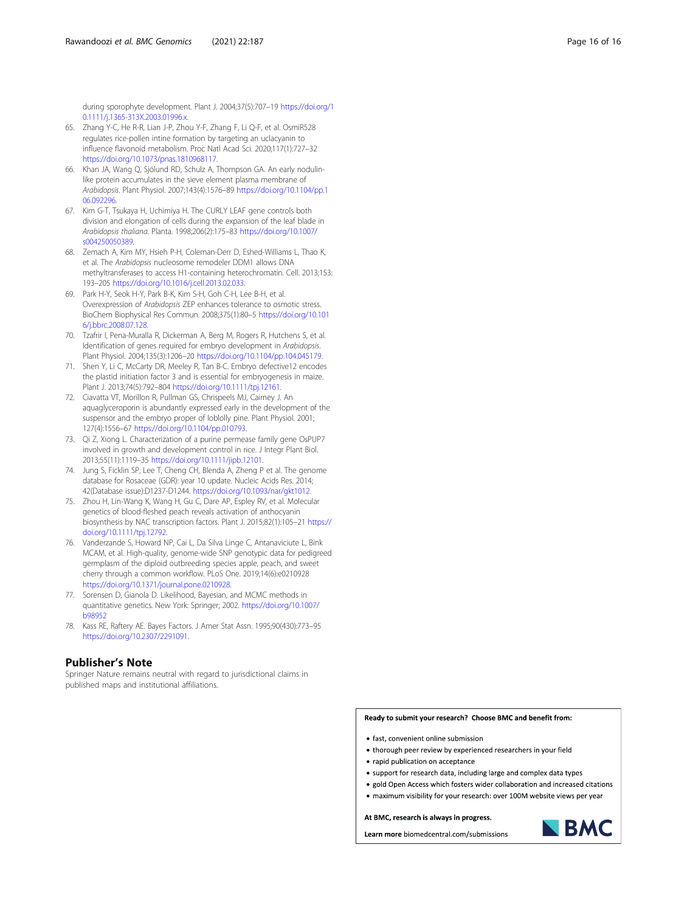during sporophyte development. Plant J. 2004;37(5):707–19 https://doi.org/10.1111/j.1365-313X.2003.01996.x.

65. Zhang Y-C, He R-R, Lian J-P, Zhou Y-F, Zhang F, Li Q-F, et al. OsmiR528 regulates rice-pollen intine formation by targeting an uclacyanin to influence flavonoid metabolism. Proc Natl Acad Sci. 2020;117(1):727–32 https://doi.org/10.1073/pnas.1810968117.
66. Khan JA, Wang Q, Sjölund RD, Schulz A, Thompson GA. An early nodulin-like protein accumulates in the sieve element plasma membrane of *Arabidopsis*. Plant Physiol. 2007;143(4):1576–89 https://doi.org/10.1104/pp.106.092296.
67. Kim G-T, Tsukaya H, Uchimiya H. The CURLY LEAF gene controls both division and elongation of cells during the expansion of the leaf blade in *Arabidopsis thaliana*. Planta. 1998;206(2):175–83 https://doi.org/10.1007/s004250050389.
68. Zemach A, Kim MY, Hsieh P-H, Coleman-Derr D, Eshed-Williams L, Thao K, et al. The *Arabidopsis* nucleosome remodeler DDM1 allows DNA methyltransferases to access H1-containing heterochromatin. Cell. 2013;153:193–205 https://doi.org/10.1016/j.cell.2013.02.033.
69. Park H-Y, Seok H-Y, Park B-K, Kim S-H, Goh C-H, Lee B-H, et al. Overexpression of *Arabidopsis* ZEP enhances tolerance to osmotic stress. BioChem Biophysical Res Commun. 2008;375(1):80–5 https://doi.org/10.1016/j.bbrc.2008.07.128.
70. Tzafrir I, Pena-Muralla R, Dickerman A, Berg M, Rogers R, Hutchens S, et al. Identification of genes required for embryo development in *Arabidopsis*. Plant Physiol. 2004;135(3):1206–20 https://doi.org/10.1104/pp.104.045179.
71. Shen Y, Li C, McCarty DR, Meeley R, Tan B-C. Embryo defective12 encodes the plastid initiation factor 3 and is essential for embryogenesis in maize. Plant J. 2013;74(5):792–804 https://doi.org/10.1111/tpj.12161.
72. Ciavatta VT, Morillon R, Pullman GS, Chrispeels MJ, Cairney J. An aquaglyceroporin is abundantly expressed early in the development of the suspensor and the embryo proper of loblolly pine. Plant Physiol. 2001;127(4):1556–67 https://doi.org/10.1104/pp.010793.
73. Qi Z, Xiong L. Characterization of a purine permease family gene OsPUP7 involved in growth and development control in rice. J Integr Plant Biol. 2013;55(11):1119–35 https://doi.org/10.1111/jipb.12101.
74. Jung S, Ficklin SP, Lee T, Cheng CH, Blenda A, Zheng P et al. The genome database for Rosaceae (GDR): year 10 update. Nucleic Acids Res. 2014;42(Database issue):D1237-D1244. https://doi.org/10.1093/nar/gkt1012.
75. Zhou H, Lin-Wang K, Wang H, Gu C, Dare AP, Espley RV, et al. Molecular genetics of blood-fleshed peach reveals activation of anthocyanin biosynthesis by NAC transcription factors. Plant J. 2015;82(1):105–21 https://doi.org/10.1111/tpj.12792.
76. Vanderzande S, Howard NP, Cai L, Da Silva Linge C, Antanaviciute L, Bink MCAM, et al. High-quality, genome-wide SNP genotypic data for pedigreed germplasm of the diploid outbreeding species apple, peach, and sweet cherry through a common workflow. PLoS One. 2019;14(6):e0210928 https://doi.org/10.1371/journal.pone.0210928.
77. Sorensen D, Gianola D. Likelihood, Bayesian, and MCMC methods in quantitative genetics. New York: Springer; 2002. https://doi.org/10.1007/b98952
78. Kass RE, Raftery AE. Bayes Factors. J Amer Stat Assn. 1995;90(430):773–95 https://doi.org/10.2307/2291091.

## Publisher's Note

Springer Nature remains neutral with regard to jurisdictional claims in published maps and institutional affiliations.

**Ready to submit your research? Choose BMC and benefit from:**

- fast, convenient online submission
- thorough peer review by experienced researchers in your field
- rapid publication on acceptance
- support for research data, including large and complex data types
- gold Open Access which fosters wider collaboration and increased citations
- maximum visibility for your research: over 100M website views per year

**At BMC, research is always in progress.**

**Learn more** biomedcentral.com/submissions

BMC